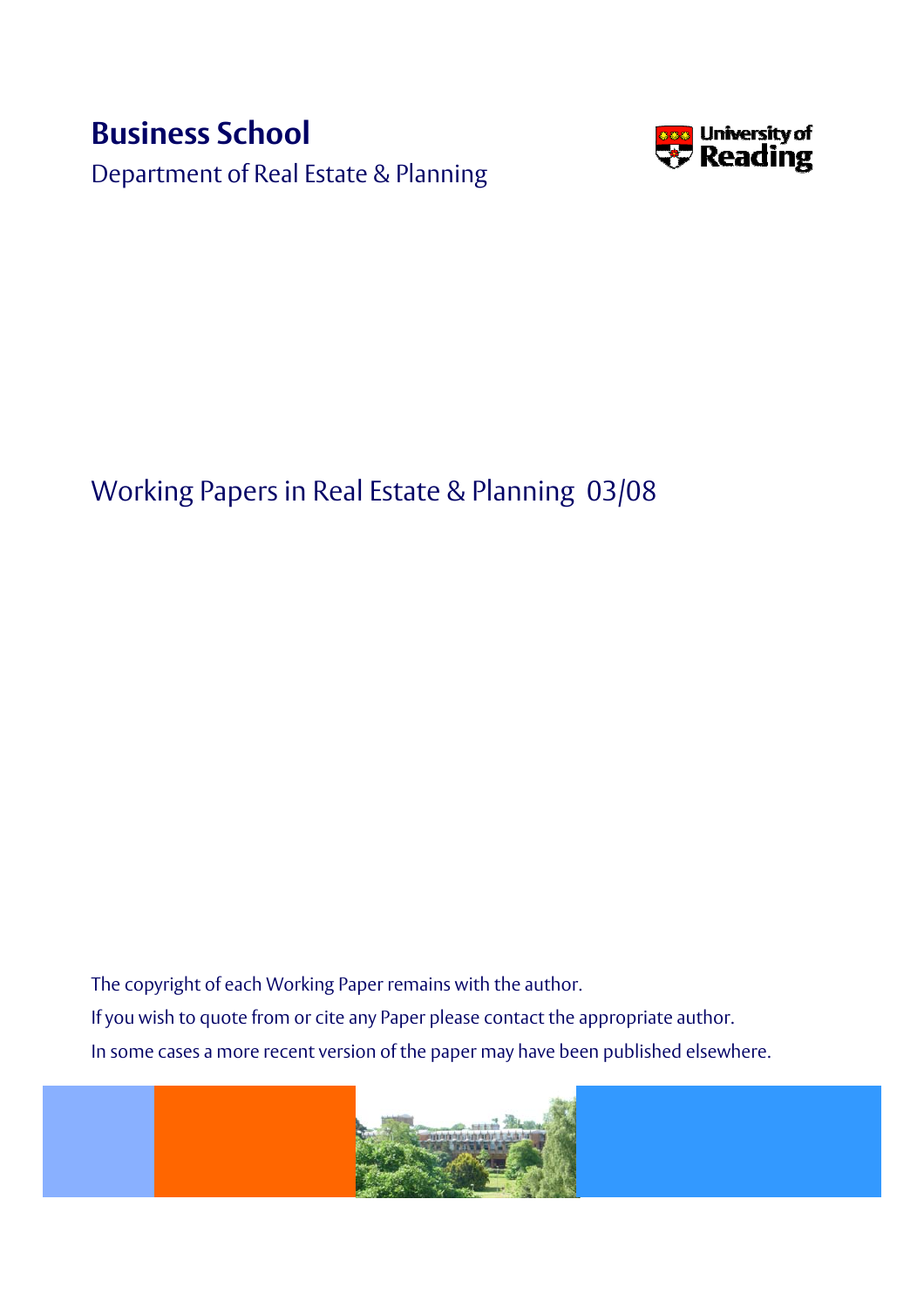# Business School

Department of Real Estate & Planning

University of Reading

## Working Papers in Real Estate & Planning 03/08

The copyright of each Working Paper remains with the author.

If you wish to quote from or cite any Paper please contact the appropriate author.

In some cases a more recent version of the paper may have been published elsewhere.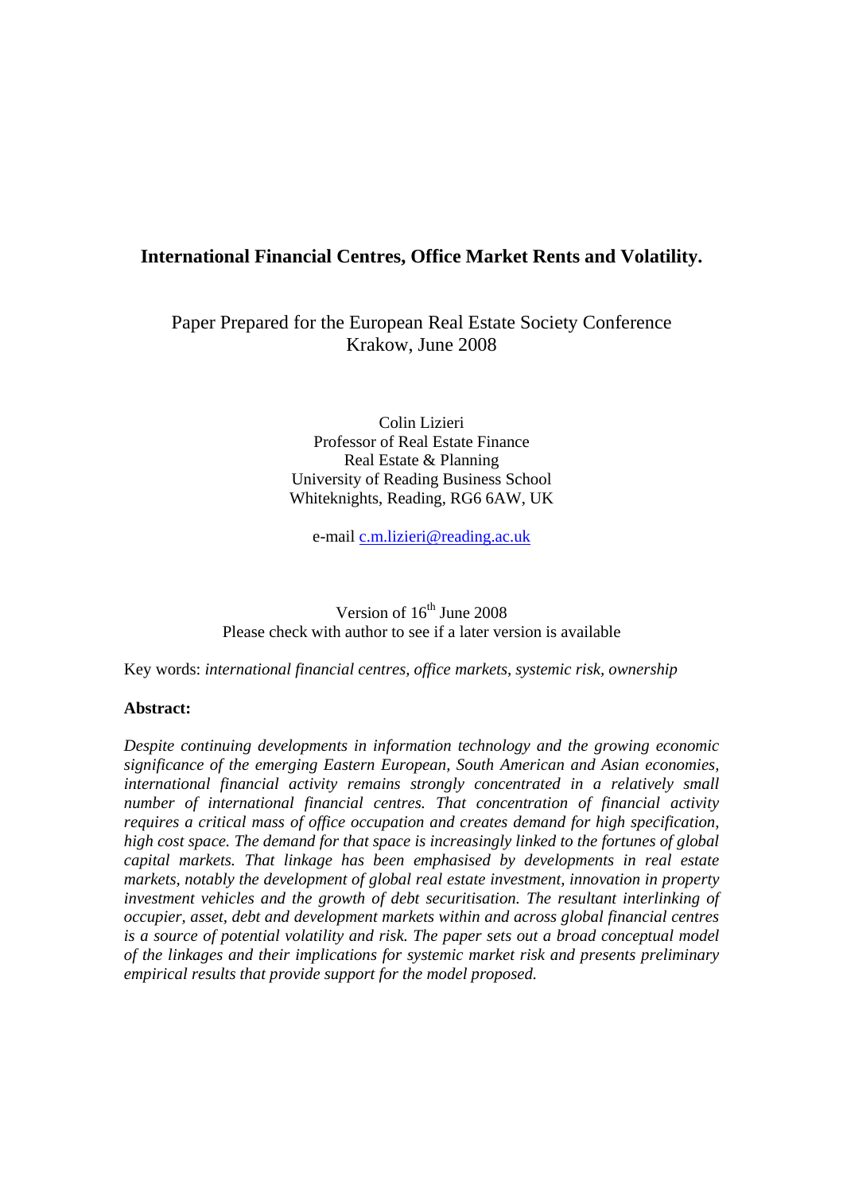# International Financial Centres, Office Market Rents and Volatility.

Paper Prepared for the European Real Estate Society Conference
Krakow, June 2008

Colin Lizieri
Professor of Real Estate Finance
Real Estate & Planning
University of Reading Business School
Whiteknights, Reading, RG6 6AW, UK

e-mail c.m.lizieri@reading.ac.uk

Version of 16th June 2008
Please check with author to see if a later version is available

Key words: *international financial centres, office markets, systemic risk, ownership*

**Abstract:**

*Despite continuing developments in information technology and the growing economic significance of the emerging Eastern European, South American and Asian economies, international financial activity remains strongly concentrated in a relatively small number of international financial centres. That concentration of financial activity requires a critical mass of office occupation and creates demand for high specification, high cost space. The demand for that space is increasingly linked to the fortunes of global capital markets. That linkage has been emphasised by developments in real estate markets, notably the development of global real estate investment, innovation in property investment vehicles and the growth of debt securitisation. The resultant interlinking of occupier, asset, debt and development markets within and across global financial centres is a source of potential volatility and risk. The paper sets out a broad conceptual model of the linkages and their implications for systemic market risk and presents preliminary empirical results that provide support for the model proposed.*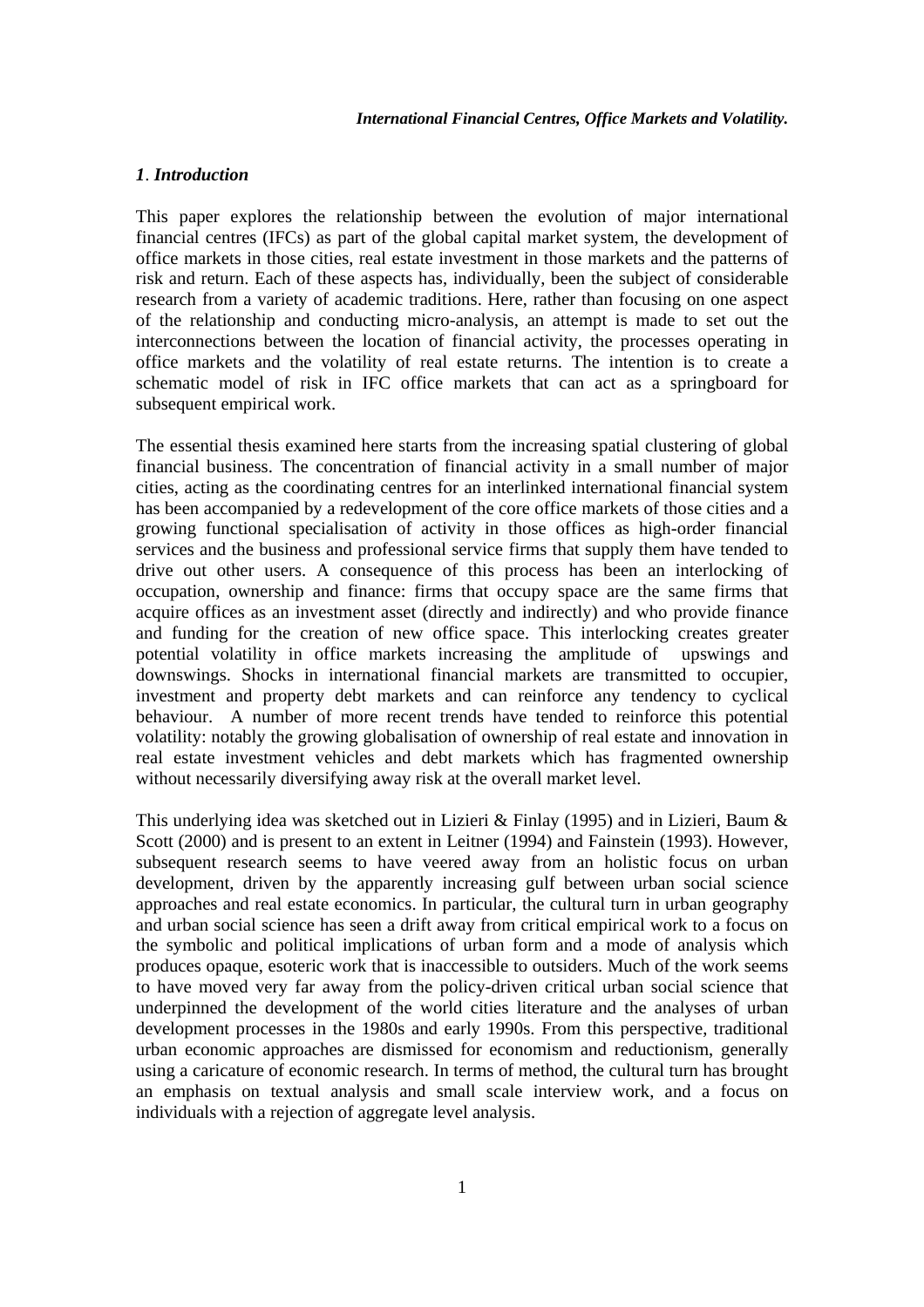## *1. Introduction*

This paper explores the relationship between the evolution of major international financial centres (IFCs) as part of the global capital market system, the development of office markets in those cities, real estate investment in those markets and the patterns of risk and return. Each of these aspects has, individually, been the subject of considerable research from a variety of academic traditions. Here, rather than focusing on one aspect of the relationship and conducting micro-analysis, an attempt is made to set out the interconnections between the location of financial activity, the processes operating in office markets and the volatility of real estate returns. The intention is to create a schematic model of risk in IFC office markets that can act as a springboard for subsequent empirical work.

The essential thesis examined here starts from the increasing spatial clustering of global financial business. The concentration of financial activity in a small number of major cities, acting as the coordinating centres for an interlinked international financial system has been accompanied by a redevelopment of the core office markets of those cities and a growing functional specialisation of activity in those offices as high-order financial services and the business and professional service firms that supply them have tended to drive out other users. A consequence of this process has been an interlocking of occupation, ownership and finance: firms that occupy space are the same firms that acquire offices as an investment asset (directly and indirectly) and who provide finance and funding for the creation of new office space. This interlocking creates greater potential volatility in office markets increasing the amplitude of upswings and downswings. Shocks in international financial markets are transmitted to occupier, investment and property debt markets and can reinforce any tendency to cyclical behaviour. A number of more recent trends have tended to reinforce this potential volatility: notably the growing globalisation of ownership of real estate and innovation in real estate investment vehicles and debt markets which has fragmented ownership without necessarily diversifying away risk at the overall market level.

This underlying idea was sketched out in Lizieri & Finlay (1995) and in Lizieri, Baum & Scott (2000) and is present to an extent in Leitner (1994) and Fainstein (1993). However, subsequent research seems to have veered away from an holistic focus on urban development, driven by the apparently increasing gulf between urban social science approaches and real estate economics. In particular, the cultural turn in urban geography and urban social science has seen a drift away from critical empirical work to a focus on the symbolic and political implications of urban form and a mode of analysis which produces opaque, esoteric work that is inaccessible to outsiders. Much of the work seems to have moved very far away from the policy-driven critical urban social science that underpinned the development of the world cities literature and the analyses of urban development processes in the 1980s and early 1990s. From this perspective, traditional urban economic approaches are dismissed for economism and reductionism, generally using a caricature of economic research. In terms of method, the cultural turn has brought an emphasis on textual analysis and small scale interview work, and a focus on individuals with a rejection of aggregate level analysis.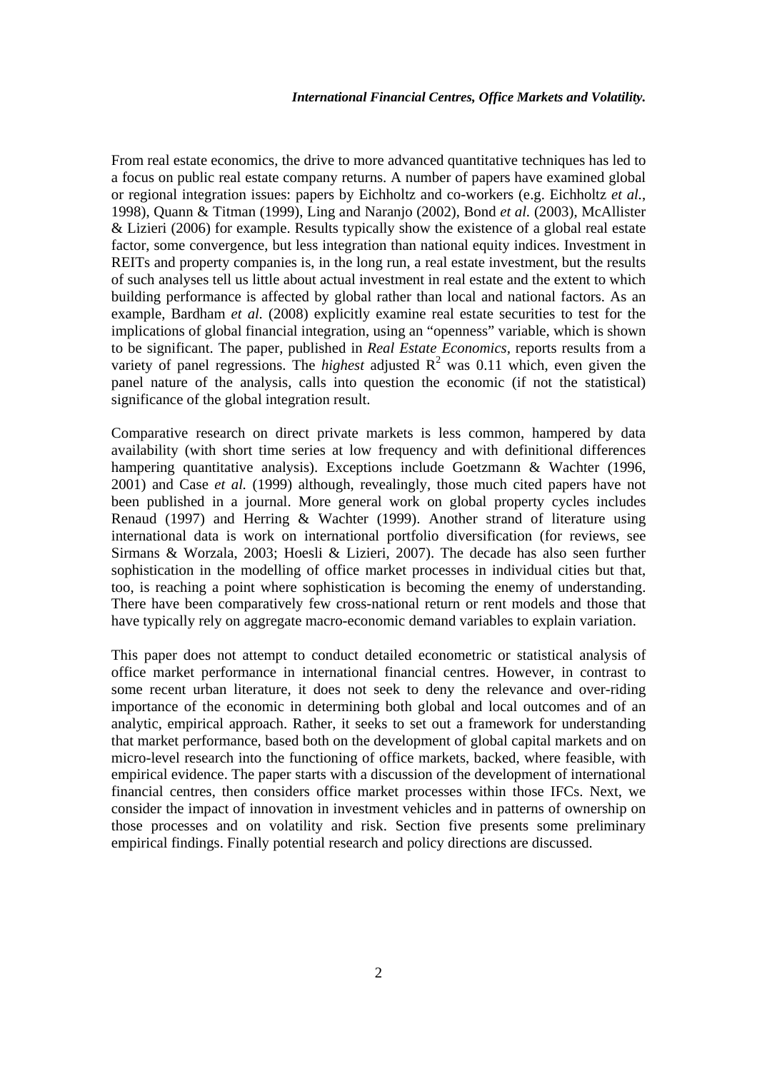From real estate economics, the drive to more advanced quantitative techniques has led to a focus on public real estate company returns. A number of papers have examined global or regional integration issues: papers by Eichholtz and co-workers (e.g. Eichholtz *et al.*, 1998), Quann & Titman (1999), Ling and Naranjo (2002), Bond *et al.* (2003), McAllister & Lizieri (2006) for example. Results typically show the existence of a global real estate factor, some convergence, but less integration than national equity indices. Investment in REITs and property companies is, in the long run, a real estate investment, but the results of such analyses tell us little about actual investment in real estate and the extent to which building performance is affected by global rather than local and national factors. As an example, Bardham *et al.* (2008) explicitly examine real estate securities to test for the implications of global financial integration, using an "openness" variable, which is shown to be significant. The paper, published in *Real Estate Economics*, reports results from a variety of panel regressions. The *highest* adjusted $R^2$ was 0.11 which, even given the panel nature of the analysis, calls into question the economic (if not the statistical) significance of the global integration result.

Comparative research on direct private markets is less common, hampered by data availability (with short time series at low frequency and with definitional differences hampering quantitative analysis). Exceptions include Goetzmann & Wachter (1996, 2001) and Case *et al.* (1999) although, revealingly, those much cited papers have not been published in a journal. More general work on global property cycles includes Renaud (1997) and Herring & Wachter (1999). Another strand of literature using international data is work on international portfolio diversification (for reviews, see Sirmans & Worzala, 2003; Hoesli & Lizieri, 2007). The decade has also seen further sophistication in the modelling of office market processes in individual cities but that, too, is reaching a point where sophistication is becoming the enemy of understanding. There have been comparatively few cross-national return or rent models and those that have typically rely on aggregate macro-economic demand variables to explain variation.

This paper does not attempt to conduct detailed econometric or statistical analysis of office market performance in international financial centres. However, in contrast to some recent urban literature, it does not seek to deny the relevance and over-riding importance of the economic in determining both global and local outcomes and of an analytic, empirical approach. Rather, it seeks to set out a framework for understanding that market performance, based both on the development of global capital markets and on micro-level research into the functioning of office markets, backed, where feasible, with empirical evidence. The paper starts with a discussion of the development of international financial centres, then considers office market processes within those IFCs. Next, we consider the impact of innovation in investment vehicles and in patterns of ownership on those processes and on volatility and risk. Section five presents some preliminary empirical findings. Finally potential research and policy directions are discussed.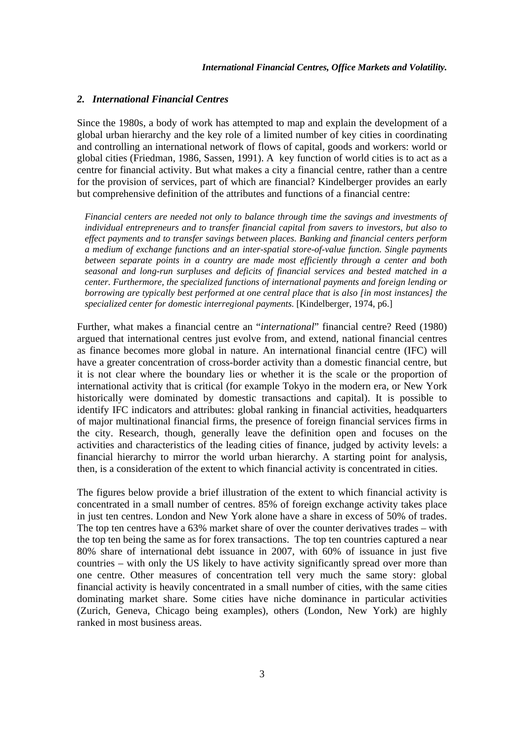## *2. International Financial Centres*

Since the 1980s, a body of work has attempted to map and explain the development of a global urban hierarchy and the key role of a limited number of key cities in coordinating and controlling an international network of flows of capital, goods and workers: world or global cities (Friedman, 1986, Sassen, 1991). A key function of world cities is to act as a centre for financial activity. But what makes a city a financial centre, rather than a centre for the provision of services, part of which are financial? Kindelberger provides an early but comprehensive definition of the attributes and functions of a financial centre:

> *Financial centers are needed not only to balance through time the savings and investments of individual entrepreneurs and to transfer financial capital from savers to investors, but also to effect payments and to transfer savings between places. Banking and financial centers perform a medium of exchange functions and an inter-spatial store-of-value function. Single payments between separate points in a country are made most efficiently through a center and both seasonal and long-run surpluses and deficits of financial services and bested matched in a center. Furthermore, the specialized functions of international payments and foreign lending or borrowing are typically best performed at one central place that is also [in most instances] the specialized center for domestic interregional payments.* [Kindelberger, 1974, p6.]

Further, what makes a financial centre an "*international*" financial centre? Reed (1980) argued that international centres just evolve from, and extend, national financial centres as finance becomes more global in nature. An international financial centre (IFC) will have a greater concentration of cross-border activity than a domestic financial centre, but it is not clear where the boundary lies or whether it is the scale or the proportion of international activity that is critical (for example Tokyo in the modern era, or New York historically were dominated by domestic transactions and capital). It is possible to identify IFC indicators and attributes: global ranking in financial activities, headquarters of major multinational financial firms, the presence of foreign financial services firms in the city. Research, though, generally leave the definition open and focuses on the activities and characteristics of the leading cities of finance, judged by activity levels: a financial hierarchy to mirror the world urban hierarchy. A starting point for analysis, then, is a consideration of the extent to which financial activity is concentrated in cities.

The figures below provide a brief illustration of the extent to which financial activity is concentrated in a small number of centres. 85% of foreign exchange activity takes place in just ten centres. London and New York alone have a share in excess of 50% of trades. The top ten centres have a 63% market share of over the counter derivatives trades – with the top ten being the same as for forex transactions. The top ten countries captured a near 80% share of international debt issuance in 2007, with 60% of issuance in just five countries – with only the US likely to have activity significantly spread over more than one centre. Other measures of concentration tell very much the same story: global financial activity is heavily concentrated in a small number of cities, with the same cities dominating market share. Some cities have niche dominance in particular activities (Zurich, Geneva, Chicago being examples), others (London, New York) are highly ranked in most business areas.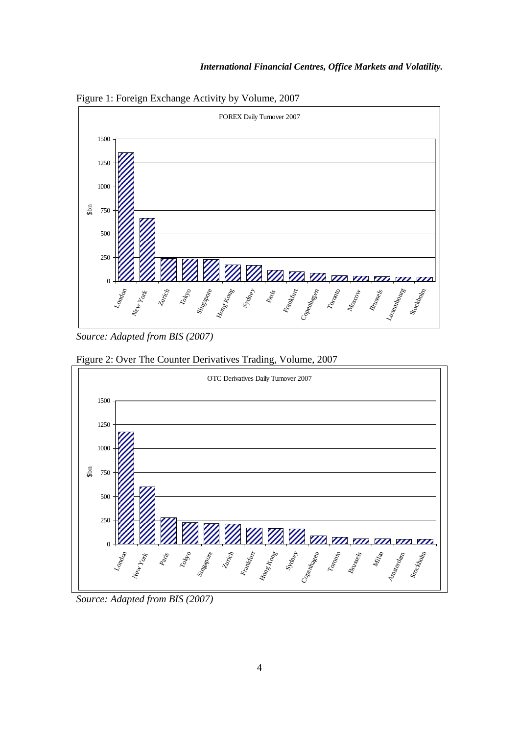Figure 1: Foreign Exchange Activity by Volume, 2007

FOREX Daily Turnover 2007

*Source: Adapted from BIS (2007)*

Figure 2: Over The Counter Derivatives Trading, Volume, 2007

OTC Derivatives Daily Turnover 2007

*Source: Adapted from BIS (2007)*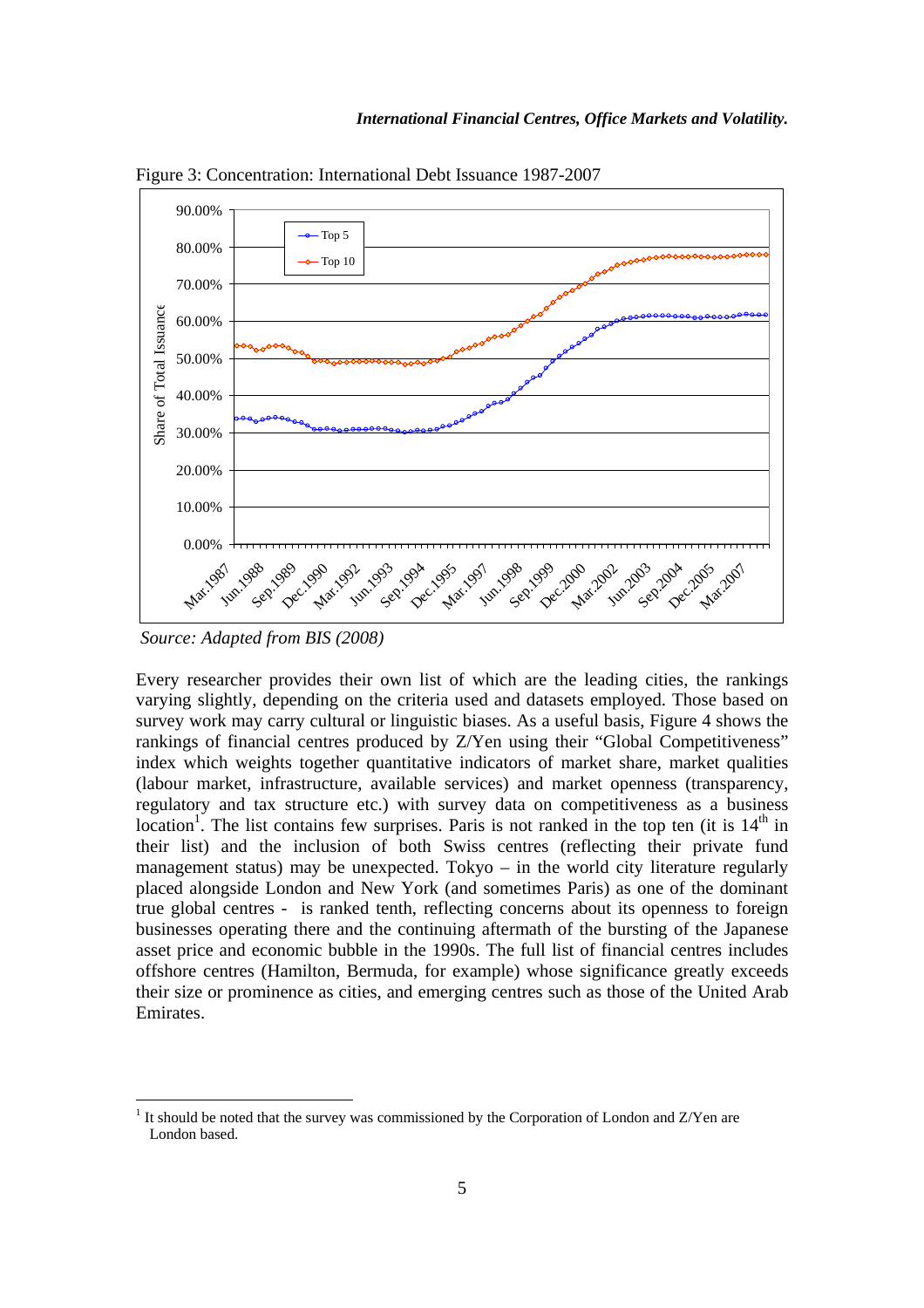Figure 3: Concentration: International Debt Issuance 1987-2007

*Source: Adapted from BIS (2008)*

Every researcher provides their own list of which are the leading cities, the rankings varying slightly, depending on the criteria used and datasets employed. Those based on survey work may carry cultural or linguistic biases. As a useful basis, Figure 4 shows the rankings of financial centres produced by Z/Yen using their "Global Competitiveness" index which weights together quantitative indicators of market share, market qualities (labour market, infrastructure, available services) and market openness (transparency, regulatory and tax structure etc.) with survey data on competitiveness as a business location[1]. The list contains few surprises. Paris is not ranked in the top ten (it is 14th in their list) and the inclusion of both Swiss centres (reflecting their private fund management status) may be unexpected. Tokyo – in the world city literature regularly placed alongside London and New York (and sometimes Paris) as one of the dominant true global centres - is ranked tenth, reflecting concerns about its openness to foreign businesses operating there and the continuing aftermath of the bursting of the Japanese asset price and economic bubble in the 1990s. The full list of financial centres includes offshore centres (Hamilton, Bermuda, for example) whose significance greatly exceeds their size or prominence as cities, and emerging centres such as those of the United Arab Emirates.

[1] It should be noted that the survey was commissioned by the Corporation of London and Z/Yen are London based.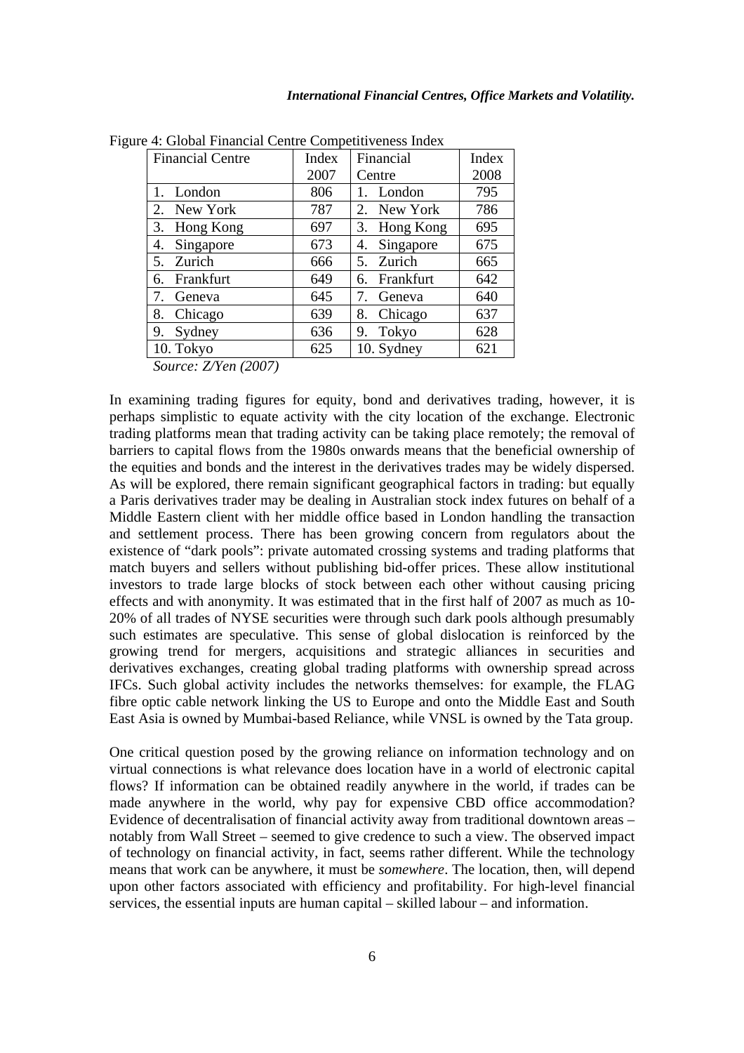Figure 4: Global Financial Centre Competitiveness Index

| Financial Centre | Index 2007 | Financial Centre | Index 2008 |
|---|---|---|---|
| 1. London | 806 | 1. London | 795 |
| 2. New York | 787 | 2. New York | 786 |
| 3. Hong Kong | 697 | 3. Hong Kong | 695 |
| 4. Singapore | 673 | 4. Singapore | 675 |
| 5. Zurich | 666 | 5. Zurich | 665 |
| 6. Frankfurt | 649 | 6. Frankfurt | 642 |
| 7. Geneva | 645 | 7. Geneva | 640 |
| 8. Chicago | 639 | 8. Chicago | 637 |
| 9. Sydney | 636 | 9. Tokyo | 628 |
| 10. Tokyo | 625 | 10. Sydney | 621 |

*Source: Z/Yen (2007)*

In examining trading figures for equity, bond and derivatives trading, however, it is perhaps simplistic to equate activity with the city location of the exchange. Electronic trading platforms mean that trading activity can be taking place remotely; the removal of barriers to capital flows from the 1980s onwards means that the beneficial ownership of the equities and bonds and the interest in the derivatives trades may be widely dispersed. As will be explored, there remain significant geographical factors in trading: but equally a Paris derivatives trader may be dealing in Australian stock index futures on behalf of a Middle Eastern client with her middle office based in London handling the transaction and settlement process. There has been growing concern from regulators about the existence of "dark pools": private automated crossing systems and trading platforms that match buyers and sellers without publishing bid-offer prices. These allow institutional investors to trade large blocks of stock between each other without causing pricing effects and with anonymity. It was estimated that in the first half of 2007 as much as 10-20% of all trades of NYSE securities were through such dark pools although presumably such estimates are speculative. This sense of global dislocation is reinforced by the growing trend for mergers, acquisitions and strategic alliances in securities and derivatives exchanges, creating global trading platforms with ownership spread across IFCs. Such global activity includes the networks themselves: for example, the FLAG fibre optic cable network linking the US to Europe and onto the Middle East and South East Asia is owned by Mumbai-based Reliance, while VNSL is owned by the Tata group.

One critical question posed by the growing reliance on information technology and on virtual connections is what relevance does location have in a world of electronic capital flows? If information can be obtained readily anywhere in the world, if trades can be made anywhere in the world, why pay for expensive CBD office accommodation? Evidence of decentralisation of financial activity away from traditional downtown areas – notably from Wall Street – seemed to give credence to such a view. The observed impact of technology on financial activity, in fact, seems rather different. While the technology means that work can be anywhere, it must be *somewhere*. The location, then, will depend upon other factors associated with efficiency and profitability. For high-level financial services, the essential inputs are human capital – skilled labour – and information.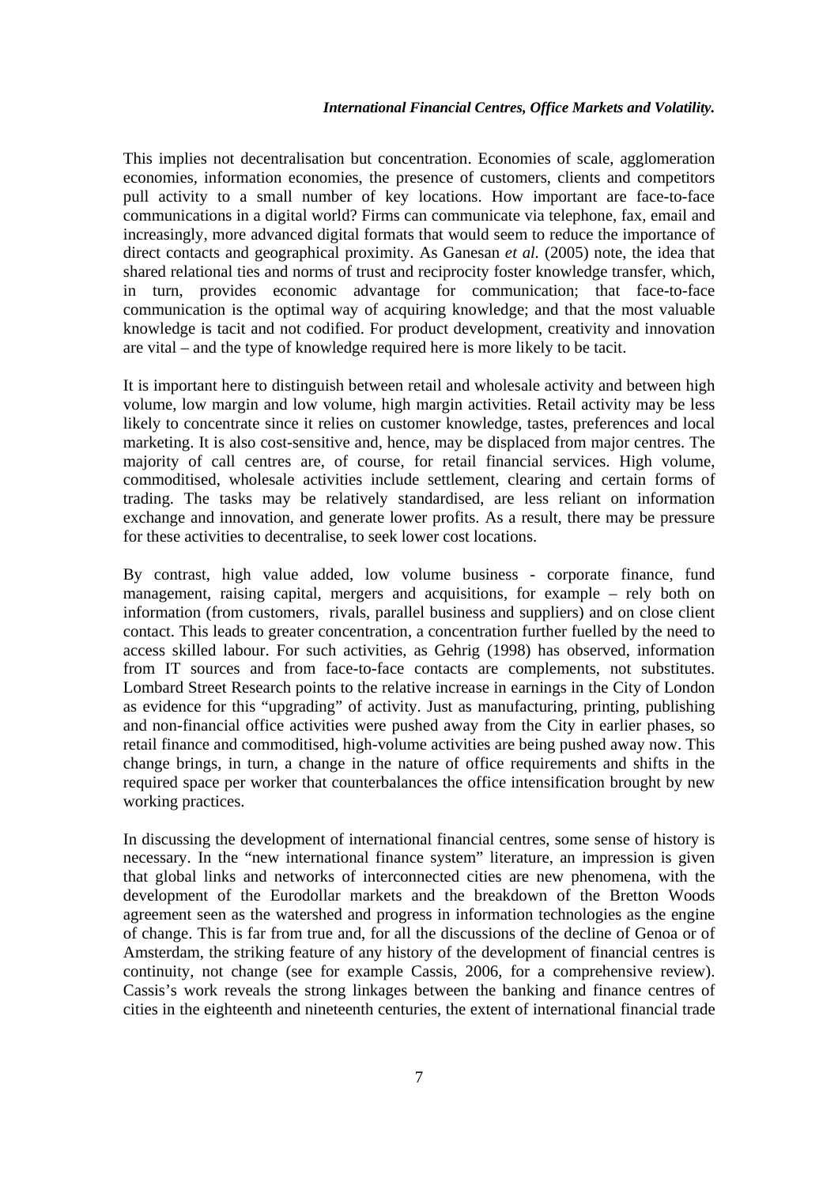This implies not decentralisation but concentration. Economies of scale, agglomeration economies, information economies, the presence of customers, clients and competitors pull activity to a small number of key locations. How important are face-to-face communications in a digital world? Firms can communicate via telephone, fax, email and increasingly, more advanced digital formats that would seem to reduce the importance of direct contacts and geographical proximity. As Ganesan *et al.* (2005) note, the idea that shared relational ties and norms of trust and reciprocity foster knowledge transfer, which, in turn, provides economic advantage for communication; that face-to-face communication is the optimal way of acquiring knowledge; and that the most valuable knowledge is tacit and not codified. For product development, creativity and innovation are vital – and the type of knowledge required here is more likely to be tacit.

It is important here to distinguish between retail and wholesale activity and between high volume, low margin and low volume, high margin activities. Retail activity may be less likely to concentrate since it relies on customer knowledge, tastes, preferences and local marketing. It is also cost-sensitive and, hence, may be displaced from major centres. The majority of call centres are, of course, for retail financial services. High volume, commoditised, wholesale activities include settlement, clearing and certain forms of trading. The tasks may be relatively standardised, are less reliant on information exchange and innovation, and generate lower profits. As a result, there may be pressure for these activities to decentralise, to seek lower cost locations.

By contrast, high value added, low volume business - corporate finance, fund management, raising capital, mergers and acquisitions, for example – rely both on information (from customers, rivals, parallel business and suppliers) and on close client contact. This leads to greater concentration, a concentration further fuelled by the need to access skilled labour. For such activities, as Gehrig (1998) has observed, information from IT sources and from face-to-face contacts are complements, not substitutes. Lombard Street Research points to the relative increase in earnings in the City of London as evidence for this "upgrading" of activity. Just as manufacturing, printing, publishing and non-financial office activities were pushed away from the City in earlier phases, so retail finance and commoditised, high-volume activities are being pushed away now. This change brings, in turn, a change in the nature of office requirements and shifts in the required space per worker that counterbalances the office intensification brought by new working practices.

In discussing the development of international financial centres, some sense of history is necessary. In the "new international finance system" literature, an impression is given that global links and networks of interconnected cities are new phenomena, with the development of the Eurodollar markets and the breakdown of the Bretton Woods agreement seen as the watershed and progress in information technologies as the engine of change. This is far from true and, for all the discussions of the decline of Genoa or of Amsterdam, the striking feature of any history of the development of financial centres is continuity, not change (see for example Cassis, 2006, for a comprehensive review). Cassis's work reveals the strong linkages between the banking and finance centres of cities in the eighteenth and nineteenth centuries, the extent of international financial trade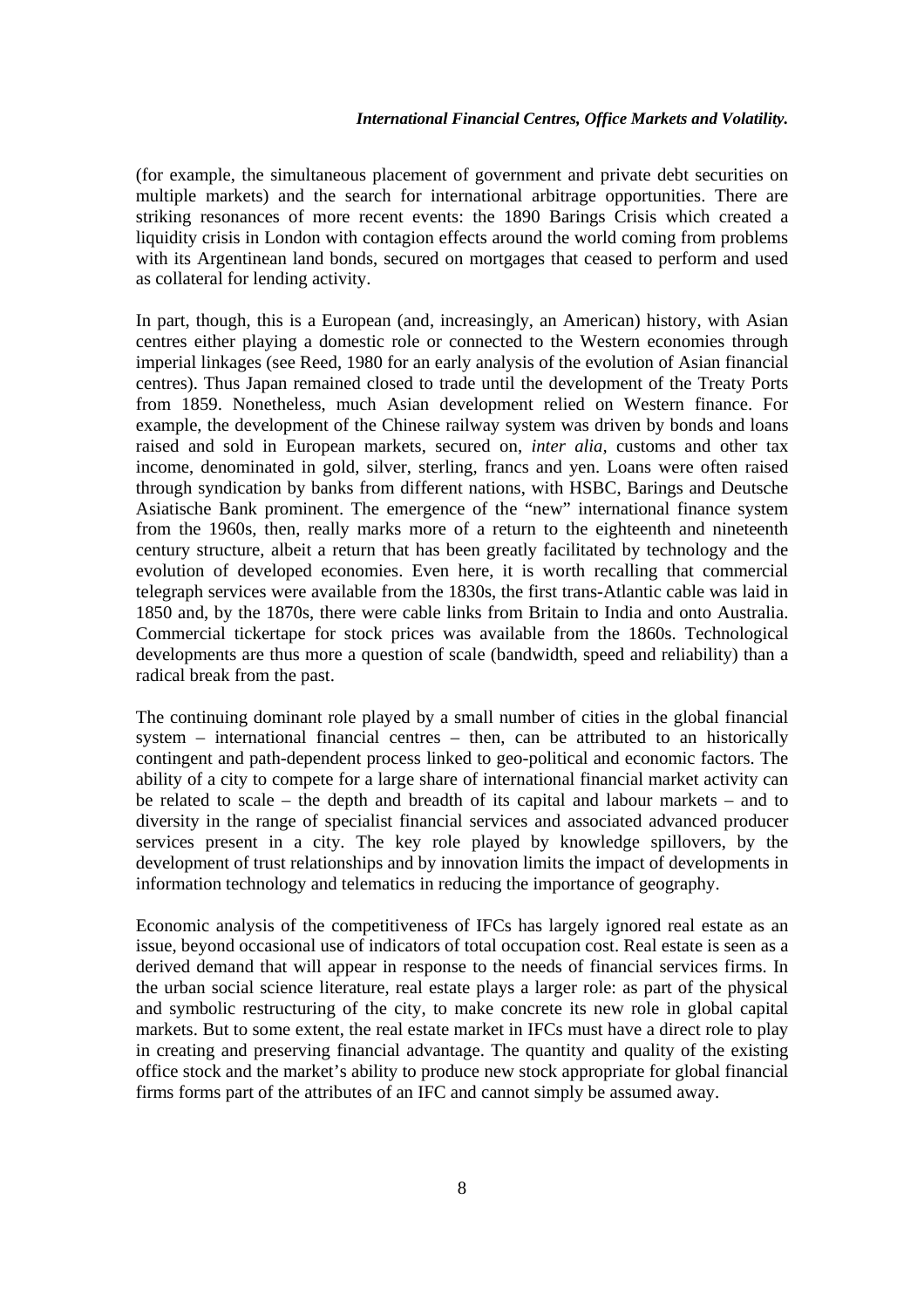(for example, the simultaneous placement of government and private debt securities on multiple markets) and the search for international arbitrage opportunities. There are striking resonances of more recent events: the 1890 Barings Crisis which created a liquidity crisis in London with contagion effects around the world coming from problems with its Argentinean land bonds, secured on mortgages that ceased to perform and used as collateral for lending activity.

In part, though, this is a European (and, increasingly, an American) history, with Asian centres either playing a domestic role or connected to the Western economies through imperial linkages (see Reed, 1980 for an early analysis of the evolution of Asian financial centres). Thus Japan remained closed to trade until the development of the Treaty Ports from 1859. Nonetheless, much Asian development relied on Western finance. For example, the development of the Chinese railway system was driven by bonds and loans raised and sold in European markets, secured on, *inter alia,* customs and other tax income, denominated in gold, silver, sterling, francs and yen. Loans were often raised through syndication by banks from different nations, with HSBC, Barings and Deutsche Asiatische Bank prominent. The emergence of the "new" international finance system from the 1960s, then, really marks more of a return to the eighteenth and nineteenth century structure, albeit a return that has been greatly facilitated by technology and the evolution of developed economies. Even here, it is worth recalling that commercial telegraph services were available from the 1830s, the first trans-Atlantic cable was laid in 1850 and, by the 1870s, there were cable links from Britain to India and onto Australia. Commercial tickertape for stock prices was available from the 1860s. Technological developments are thus more a question of scale (bandwidth, speed and reliability) than a radical break from the past.

The continuing dominant role played by a small number of cities in the global financial system – international financial centres – then, can be attributed to an historically contingent and path-dependent process linked to geo-political and economic factors. The ability of a city to compete for a large share of international financial market activity can be related to scale – the depth and breadth of its capital and labour markets – and to diversity in the range of specialist financial services and associated advanced producer services present in a city. The key role played by knowledge spillovers, by the development of trust relationships and by innovation limits the impact of developments in information technology and telematics in reducing the importance of geography.

Economic analysis of the competitiveness of IFCs has largely ignored real estate as an issue, beyond occasional use of indicators of total occupation cost. Real estate is seen as a derived demand that will appear in response to the needs of financial services firms. In the urban social science literature, real estate plays a larger role: as part of the physical and symbolic restructuring of the city, to make concrete its new role in global capital markets. But to some extent, the real estate market in IFCs must have a direct role to play in creating and preserving financial advantage. The quantity and quality of the existing office stock and the market's ability to produce new stock appropriate for global financial firms forms part of the attributes of an IFC and cannot simply be assumed away.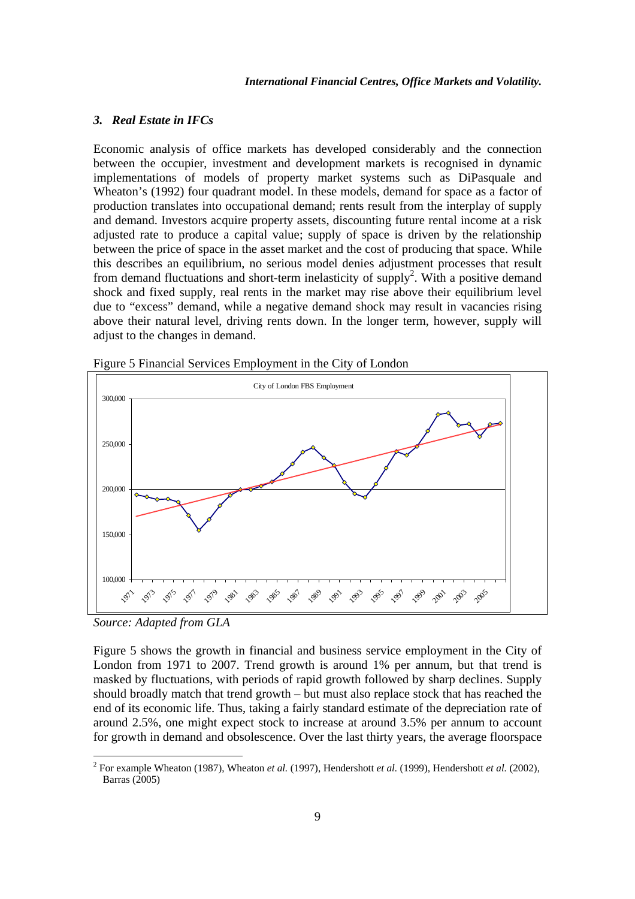### 3. *Real Estate in IFCs*

Economic analysis of office markets has developed considerably and the connection between the occupier, investment and development markets is recognised in dynamic implementations of models of property market systems such as DiPasquale and Wheaton's (1992) four quadrant model. In these models, demand for space as a factor of production translates into occupational demand; rents result from the interplay of supply and demand. Investors acquire property assets, discounting future rental income at a risk adjusted rate to produce a capital value; supply of space is driven by the relationship between the price of space in the asset market and the cost of producing that space. While this describes an equilibrium, no serious model denies adjustment processes that result from demand fluctuations and short-term inelasticity of supply[2]. With a positive demand shock and fixed supply, real rents in the market may rise above their equilibrium level due to "excess" demand, while a negative demand shock may result in vacancies rising above their natural level, driving rents down. In the longer term, however, supply will adjust to the changes in demand.

Figure 5 Financial Services Employment in the City of London

*Source: Adapted from GLA*

Figure 5 shows the growth in financial and business service employment in the City of London from 1971 to 2007. Trend growth is around 1% per annum, but that trend is masked by fluctuations, with periods of rapid growth followed by sharp declines. Supply should broadly match that trend growth – but must also replace stock that has reached the end of its economic life. Thus, taking a fairly standard estimate of the depreciation rate of around 2.5%, one might expect stock to increase at around 3.5% per annum to account for growth in demand and obsolescence. Over the last thirty years, the average floorspace

---

[2] For example Wheaton (1987), Wheaton *et al.* (1997), Hendershott *et al.* (1999), Hendershott *et al.* (2002), Barras (2005)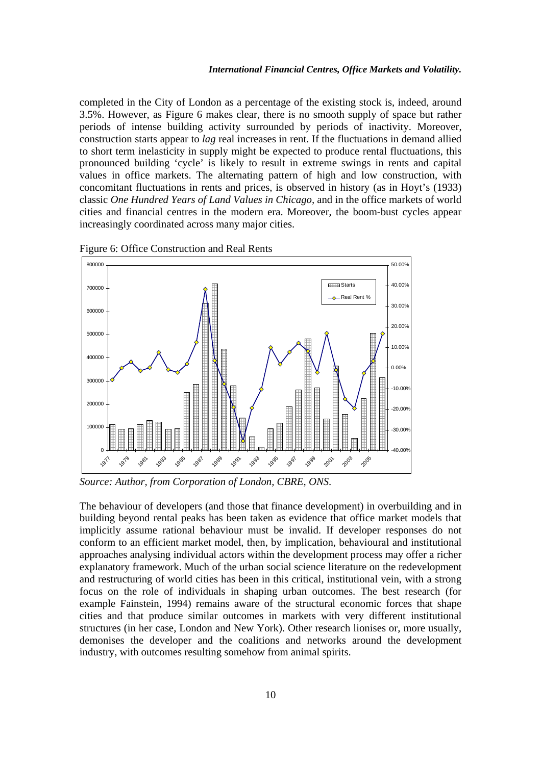completed in the City of London as a percentage of the existing stock is, indeed, around 3.5%. However, as Figure 6 makes clear, there is no smooth supply of space but rather periods of intense building activity surrounded by periods of inactivity. Moreover, construction starts appear to *lag* real increases in rent. If the fluctuations in demand allied to short term inelasticity in supply might be expected to produce rental fluctuations, this pronounced building 'cycle' is likely to result in extreme swings in rents and capital values in office markets. The alternating pattern of high and low construction, with concomitant fluctuations in rents and prices, is observed in history (as in Hoyt's (1933) classic *One Hundred Years of Land Values in Chicago*, and in the office markets of world cities and financial centres in the modern era. Moreover, the boom-bust cycles appear increasingly coordinated across many major cities.

Figure 6: Office Construction and Real Rents

*Source: Author, from Corporation of London, CBRE, ONS.*

The behaviour of developers (and those that finance development) in overbuilding and in building beyond rental peaks has been taken as evidence that office market models that implicitly assume rational behaviour must be invalid. If developer responses do not conform to an efficient market model, then, by implication, behavioural and institutional approaches analysing individual actors within the development process may offer a richer explanatory framework. Much of the urban social science literature on the redevelopment and restructuring of world cities has been in this critical, institutional vein, with a strong focus on the role of individuals in shaping urban outcomes. The best research (for example Fainstein, 1994) remains aware of the structural economic forces that shape cities and that produce similar outcomes in markets with very different institutional structures (in her case, London and New York). Other research lionises or, more usually, demonises the developer and the coalitions and networks around the development industry, with outcomes resulting somehow from animal spirits.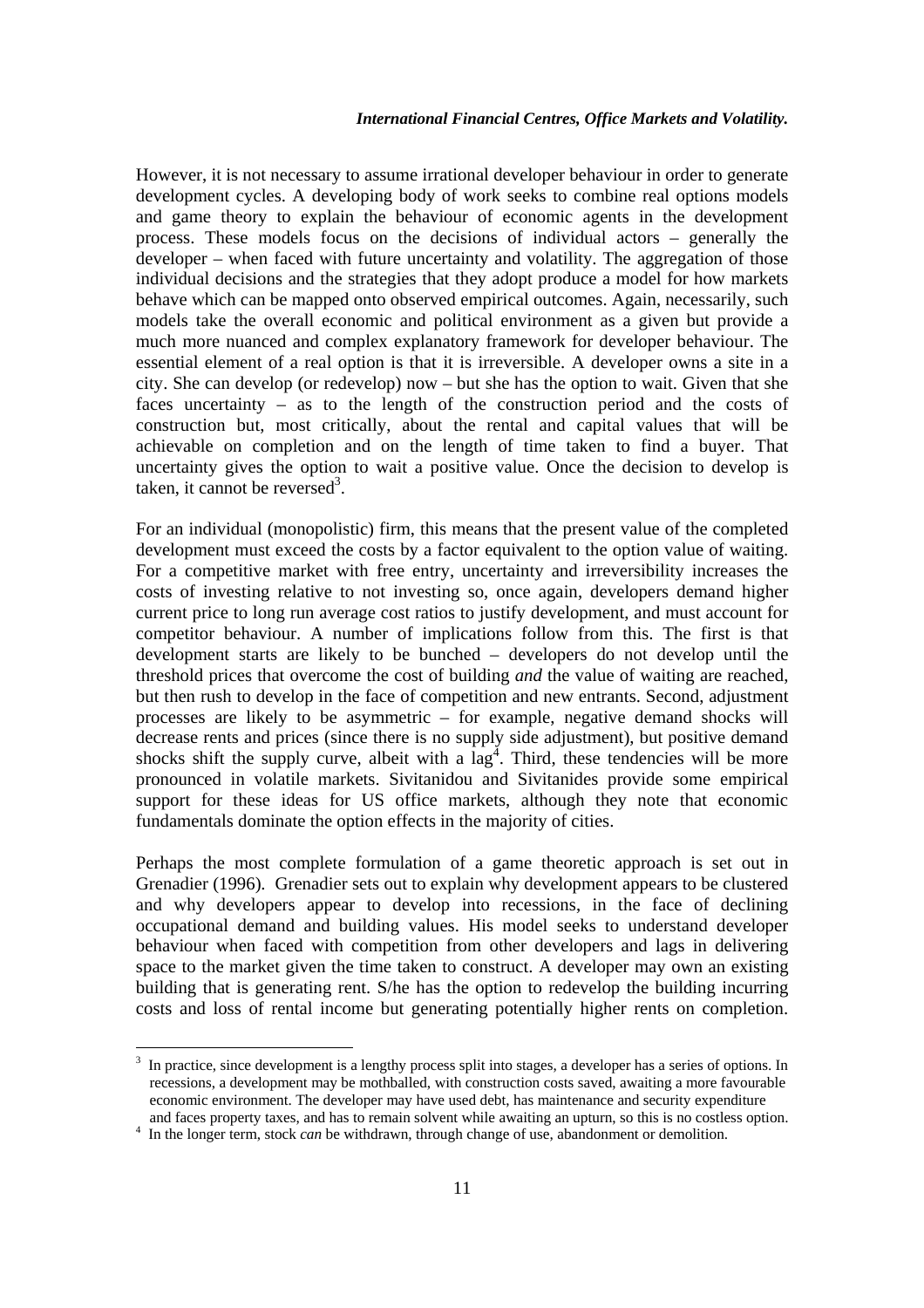However, it is not necessary to assume irrational developer behaviour in order to generate development cycles. A developing body of work seeks to combine real options models and game theory to explain the behaviour of economic agents in the development process. These models focus on the decisions of individual actors – generally the developer – when faced with future uncertainty and volatility. The aggregation of those individual decisions and the strategies that they adopt produce a model for how markets behave which can be mapped onto observed empirical outcomes. Again, necessarily, such models take the overall economic and political environment as a given but provide a much more nuanced and complex explanatory framework for developer behaviour. The essential element of a real option is that it is irreversible. A developer owns a site in a city. She can develop (or redevelop) now – but she has the option to wait. Given that she faces uncertainty – as to the length of the construction period and the costs of construction but, most critically, about the rental and capital values that will be achievable on completion and on the length of time taken to find a buyer. That uncertainty gives the option to wait a positive value. Once the decision to develop is taken, it cannot be reversed[3].

For an individual (monopolistic) firm, this means that the present value of the completed development must exceed the costs by a factor equivalent to the option value of waiting. For a competitive market with free entry, uncertainty and irreversibility increases the costs of investing relative to not investing so, once again, developers demand higher current price to long run average cost ratios to justify development, and must account for competitor behaviour. A number of implications follow from this. The first is that development starts are likely to be bunched – developers do not develop until the threshold prices that overcome the cost of building *and* the value of waiting are reached, but then rush to develop in the face of competition and new entrants. Second, adjustment processes are likely to be asymmetric – for example, negative demand shocks will decrease rents and prices (since there is no supply side adjustment), but positive demand shocks shift the supply curve, albeit with a lag[4]. Third, these tendencies will be more pronounced in volatile markets. Sivitanidou and Sivitanides provide some empirical support for these ideas for US office markets, although they note that economic fundamentals dominate the option effects in the majority of cities.

Perhaps the most complete formulation of a game theoretic approach is set out in Grenadier (1996). Grenadier sets out to explain why development appears to be clustered and why developers appear to develop into recessions, in the face of declining occupational demand and building values. His model seeks to understand developer behaviour when faced with competition from other developers and lags in delivering space to the market given the time taken to construct. A developer may own an existing building that is generating rent. S/he has the option to redevelop the building incurring costs and loss of rental income but generating potentially higher rents on completion.

---

[3] In practice, since development is a lengthy process split into stages, a developer has a series of options. In recessions, a development may be mothballed, with construction costs saved, awaiting a more favourable economic environment. The developer may have used debt, has maintenance and security expenditure and faces property taxes, and has to remain solvent while awaiting an upturn, so this is no costless option.

[4] In the longer term, stock *can* be withdrawn, through change of use, abandonment or demolition.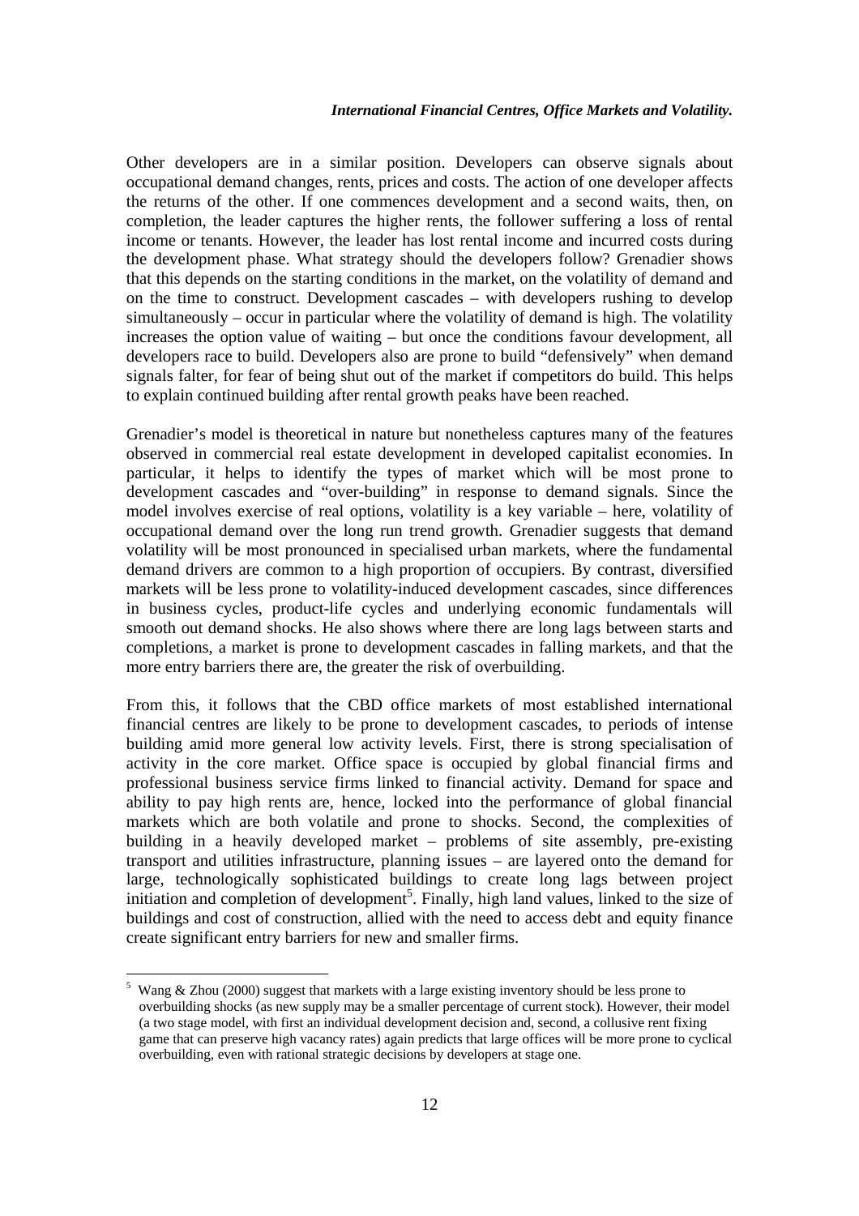Other developers are in a similar position. Developers can observe signals about occupational demand changes, rents, prices and costs. The action of one developer affects the returns of the other. If one commences development and a second waits, then, on completion, the leader captures the higher rents, the follower suffering a loss of rental income or tenants. However, the leader has lost rental income and incurred costs during the development phase. What strategy should the developers follow? Grenadier shows that this depends on the starting conditions in the market, on the volatility of demand and on the time to construct. Development cascades – with developers rushing to develop simultaneously – occur in particular where the volatility of demand is high. The volatility increases the option value of waiting – but once the conditions favour development, all developers race to build. Developers also are prone to build "defensively" when demand signals falter, for fear of being shut out of the market if competitors do build. This helps to explain continued building after rental growth peaks have been reached.

Grenadier's model is theoretical in nature but nonetheless captures many of the features observed in commercial real estate development in developed capitalist economies. In particular, it helps to identify the types of market which will be most prone to development cascades and "over-building" in response to demand signals. Since the model involves exercise of real options, volatility is a key variable – here, volatility of occupational demand over the long run trend growth. Grenadier suggests that demand volatility will be most pronounced in specialised urban markets, where the fundamental demand drivers are common to a high proportion of occupiers. By contrast, diversified markets will be less prone to volatility-induced development cascades, since differences in business cycles, product-life cycles and underlying economic fundamentals will smooth out demand shocks. He also shows where there are long lags between starts and completions, a market is prone to development cascades in falling markets, and that the more entry barriers there are, the greater the risk of overbuilding.

From this, it follows that the CBD office markets of most established international financial centres are likely to be prone to development cascades, to periods of intense building amid more general low activity levels. First, there is strong specialisation of activity in the core market. Office space is occupied by global financial firms and professional business service firms linked to financial activity. Demand for space and ability to pay high rents are, hence, locked into the performance of global financial markets which are both volatile and prone to shocks. Second, the complexities of building in a heavily developed market – problems of site assembly, pre-existing transport and utilities infrastructure, planning issues – are layered onto the demand for large, technologically sophisticated buildings to create long lags between project initiation and completion of development[5]. Finally, high land values, linked to the size of buildings and cost of construction, allied with the need to access debt and equity finance create significant entry barriers for new and smaller firms.

[5] Wang & Zhou (2000) suggest that markets with a large existing inventory should be less prone to overbuilding shocks (as new supply may be a smaller percentage of current stock). However, their model (a two stage model, with first an individual development decision and, second, a collusive rent fixing game that can preserve high vacancy rates) again predicts that large offices will be more prone to cyclical overbuilding, even with rational strategic decisions by developers at stage one.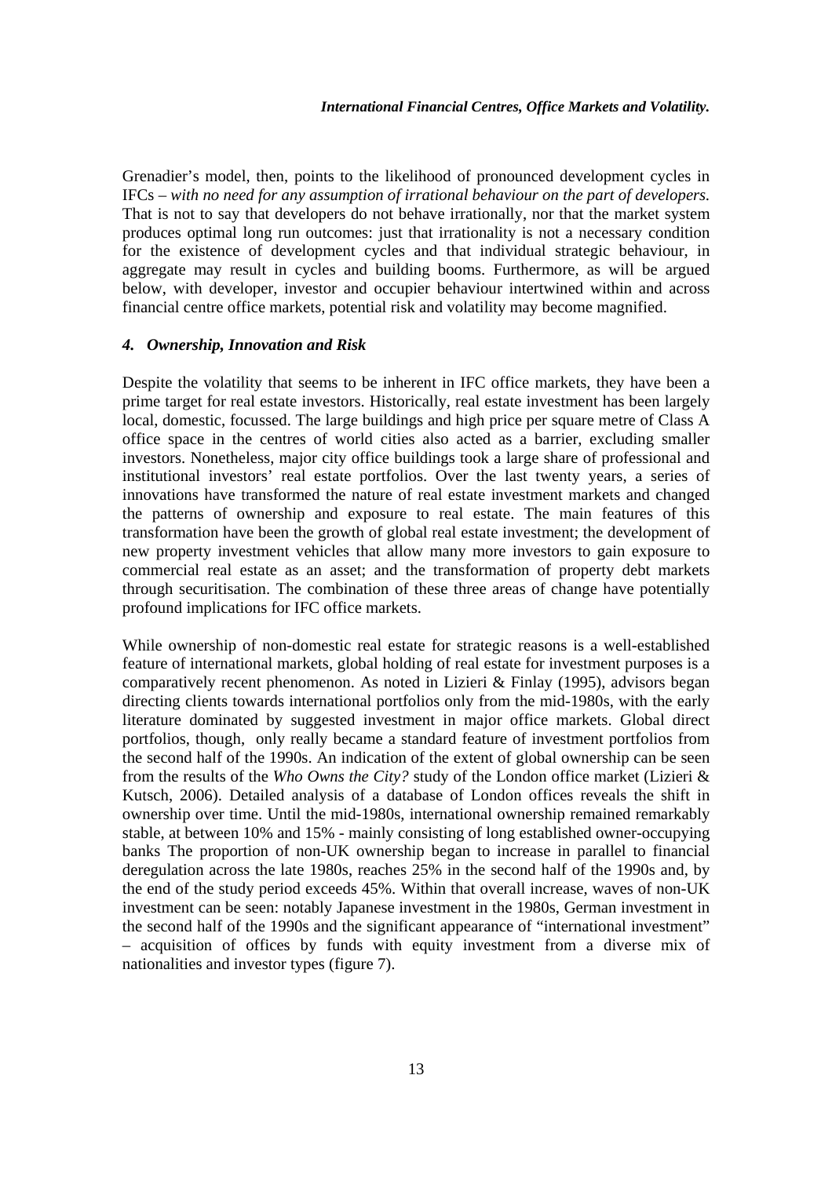Grenadier's model, then, points to the likelihood of pronounced development cycles in IFCs – *with no need for any assumption of irrational behaviour on the part of developers.* That is not to say that developers do not behave irrationally, nor that the market system produces optimal long run outcomes: just that irrationality is not a necessary condition for the existence of development cycles and that individual strategic behaviour, in aggregate may result in cycles and building booms. Furthermore, as will be argued below, with developer, investor and occupier behaviour intertwined within and across financial centre office markets, potential risk and volatility may become magnified.

### *4. Ownership, Innovation and Risk*

Despite the volatility that seems to be inherent in IFC office markets, they have been a prime target for real estate investors. Historically, real estate investment has been largely local, domestic, focussed. The large buildings and high price per square metre of Class A office space in the centres of world cities also acted as a barrier, excluding smaller investors. Nonetheless, major city office buildings took a large share of professional and institutional investors' real estate portfolios. Over the last twenty years, a series of innovations have transformed the nature of real estate investment markets and changed the patterns of ownership and exposure to real estate. The main features of this transformation have been the growth of global real estate investment; the development of new property investment vehicles that allow many more investors to gain exposure to commercial real estate as an asset; and the transformation of property debt markets through securitisation. The combination of these three areas of change have potentially profound implications for IFC office markets.

While ownership of non-domestic real estate for strategic reasons is a well-established feature of international markets, global holding of real estate for investment purposes is a comparatively recent phenomenon. As noted in Lizieri & Finlay (1995), advisors began directing clients towards international portfolios only from the mid-1980s, with the early literature dominated by suggested investment in major office markets. Global direct portfolios, though, only really became a standard feature of investment portfolios from the second half of the 1990s. An indication of the extent of global ownership can be seen from the results of the *Who Owns the City?* study of the London office market (Lizieri & Kutsch, 2006). Detailed analysis of a database of London offices reveals the shift in ownership over time. Until the mid-1980s, international ownership remained remarkably stable, at between 10% and 15% - mainly consisting of long established owner-occupying banks The proportion of non-UK ownership began to increase in parallel to financial deregulation across the late 1980s, reaches 25% in the second half of the 1990s and, by the end of the study period exceeds 45%. Within that overall increase, waves of non-UK investment can be seen: notably Japanese investment in the 1980s, German investment in the second half of the 1990s and the significant appearance of "international investment" – acquisition of offices by funds with equity investment from a diverse mix of nationalities and investor types (figure 7).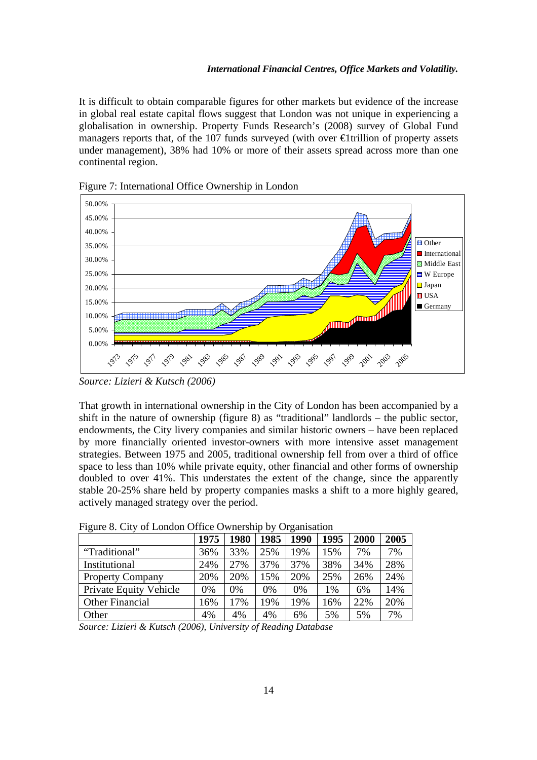It is difficult to obtain comparable figures for other markets but evidence of the increase in global real estate capital flows suggest that London was not unique in experiencing a globalisation in ownership. Property Funds Research's (2008) survey of Global Fund managers reports that, of the 107 funds surveyed (with over €1trillion of property assets under management), 38% had 10% or more of their assets spread across more than one continental region.

Figure 7: International Office Ownership in London

*Source: Lizieri & Kutsch (2006)*

That growth in international ownership in the City of London has been accompanied by a shift in the nature of ownership (figure 8) as "traditional" landlords – the public sector, endowments, the City livery companies and similar historic owners – have been replaced by more financially oriented investor-owners with more intensive asset management strategies. Between 1975 and 2005, traditional ownership fell from over a third of office space to less than 10% while private equity, other financial and other forms of ownership doubled to over 41%. This understates the extent of the change, since the apparently stable 20-25% share held by property companies masks a shift to a more highly geared, actively managed strategy over the period.

Figure 8. City of London Office Ownership by Organisation

| | **1975** | **1980** | **1985** | **1990** | **1995** | **2000** | **2005** |
|---|---|---|---|---|---|---|---|
| "Traditional" | 36% | 33% | 25% | 19% | 15% | 7% | 7% |
| Institutional | 24% | 27% | 37% | 37% | 38% | 34% | 28% |
| Property Company | 20% | 20% | 15% | 20% | 25% | 26% | 24% |
| Private Equity Vehicle | 0% | 0% | 0% | 0% | 1% | 6% | 14% |
| Other Financial | 16% | 17% | 19% | 19% | 16% | 22% | 20% |
| Other | 4% | 4% | 4% | 6% | 5% | 5% | 7% |

*Source: Lizieri & Kutsch (2006), University of Reading Database*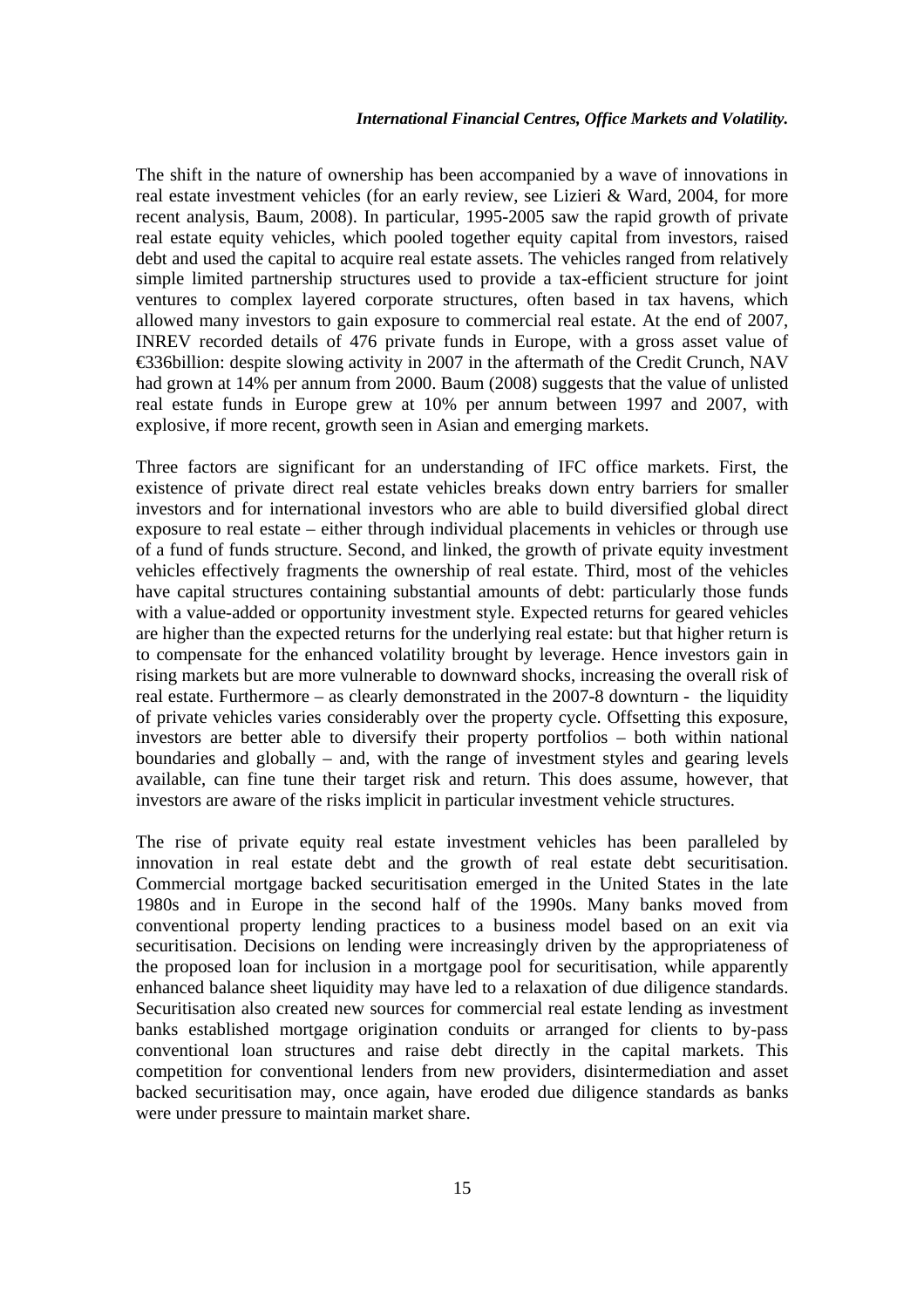The shift in the nature of ownership has been accompanied by a wave of innovations in real estate investment vehicles (for an early review, see Lizieri & Ward, 2004, for more recent analysis, Baum, 2008). In particular, 1995-2005 saw the rapid growth of private real estate equity vehicles, which pooled together equity capital from investors, raised debt and used the capital to acquire real estate assets. The vehicles ranged from relatively simple limited partnership structures used to provide a tax-efficient structure for joint ventures to complex layered corporate structures, often based in tax havens, which allowed many investors to gain exposure to commercial real estate. At the end of 2007, INREV recorded details of 476 private funds in Europe, with a gross asset value of €336billion: despite slowing activity in 2007 in the aftermath of the Credit Crunch, NAV had grown at 14% per annum from 2000. Baum (2008) suggests that the value of unlisted real estate funds in Europe grew at 10% per annum between 1997 and 2007, with explosive, if more recent, growth seen in Asian and emerging markets.

Three factors are significant for an understanding of IFC office markets. First, the existence of private direct real estate vehicles breaks down entry barriers for smaller investors and for international investors who are able to build diversified global direct exposure to real estate – either through individual placements in vehicles or through use of a fund of funds structure. Second, and linked, the growth of private equity investment vehicles effectively fragments the ownership of real estate. Third, most of the vehicles have capital structures containing substantial amounts of debt: particularly those funds with a value-added or opportunity investment style. Expected returns for geared vehicles are higher than the expected returns for the underlying real estate: but that higher return is to compensate for the enhanced volatility brought by leverage. Hence investors gain in rising markets but are more vulnerable to downward shocks, increasing the overall risk of real estate. Furthermore – as clearly demonstrated in the 2007-8 downturn - the liquidity of private vehicles varies considerably over the property cycle. Offsetting this exposure, investors are better able to diversify their property portfolios – both within national boundaries and globally – and, with the range of investment styles and gearing levels available, can fine tune their target risk and return. This does assume, however, that investors are aware of the risks implicit in particular investment vehicle structures.

The rise of private equity real estate investment vehicles has been paralleled by innovation in real estate debt and the growth of real estate debt securitisation. Commercial mortgage backed securitisation emerged in the United States in the late 1980s and in Europe in the second half of the 1990s. Many banks moved from conventional property lending practices to a business model based on an exit via securitisation. Decisions on lending were increasingly driven by the appropriateness of the proposed loan for inclusion in a mortgage pool for securitisation, while apparently enhanced balance sheet liquidity may have led to a relaxation of due diligence standards. Securitisation also created new sources for commercial real estate lending as investment banks established mortgage origination conduits or arranged for clients to by-pass conventional loan structures and raise debt directly in the capital markets. This competition for conventional lenders from new providers, disintermediation and asset backed securitisation may, once again, have eroded due diligence standards as banks were under pressure to maintain market share.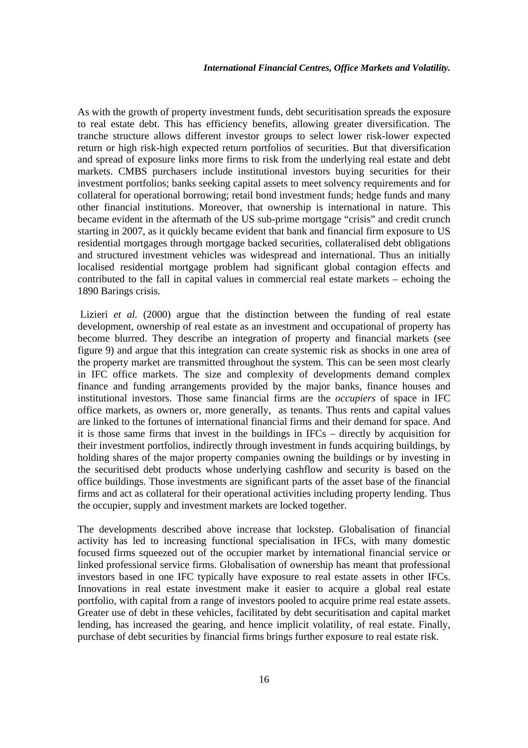As with the growth of property investment funds, debt securitisation spreads the exposure to real estate debt. This has efficiency benefits, allowing greater diversification. The tranche structure allows different investor groups to select lower risk-lower expected return or high risk-high expected return portfolios of securities. But that diversification and spread of exposure links more firms to risk from the underlying real estate and debt markets. CMBS purchasers include institutional investors buying securities for their investment portfolios; banks seeking capital assets to meet solvency requirements and for collateral for operational borrowing; retail bond investment funds; hedge funds and many other financial institutions. Moreover, that ownership is international in nature. This became evident in the aftermath of the US sub-prime mortgage "crisis" and credit crunch starting in 2007, as it quickly became evident that bank and financial firm exposure to US residential mortgages through mortgage backed securities, collateralised debt obligations and structured investment vehicles was widespread and international. Thus an initially localised residential mortgage problem had significant global contagion effects and contributed to the fall in capital values in commercial real estate markets – echoing the 1890 Barings crisis.

Lizieri *et al.* (2000) argue that the distinction between the funding of real estate development, ownership of real estate as an investment and occupational of property has become blurred. They describe an integration of property and financial markets (see figure 9) and argue that this integration can create systemic risk as shocks in one area of the property market are transmitted throughout the system. This can be seen most clearly in IFC office markets. The size and complexity of developments demand complex finance and funding arrangements provided by the major banks, finance houses and institutional investors. Those same financial firms are the *occupiers* of space in IFC office markets, as owners or, more generally, as tenants. Thus rents and capital values are linked to the fortunes of international financial firms and their demand for space. And it is those same firms that invest in the buildings in IFCs – directly by acquisition for their investment portfolios, indirectly through investment in funds acquiring buildings, by holding shares of the major property companies owning the buildings or by investing in the securitised debt products whose underlying cashflow and security is based on the office buildings. Those investments are significant parts of the asset base of the financial firms and act as collateral for their operational activities including property lending. Thus the occupier, supply and investment markets are locked together.

The developments described above increase that lockstep. Globalisation of financial activity has led to increasing functional specialisation in IFCs, with many domestic focused firms squeezed out of the occupier market by international financial service or linked professional service firms. Globalisation of ownership has meant that professional investors based in one IFC typically have exposure to real estate assets in other IFCs. Innovations in real estate investment make it easier to acquire a global real estate portfolio, with capital from a range of investors pooled to acquire prime real estate assets. Greater use of debt in these vehicles, facilitated by debt securitisation and capital market lending, has increased the gearing, and hence implicit volatility, of real estate. Finally, purchase of debt securities by financial firms brings further exposure to real estate risk.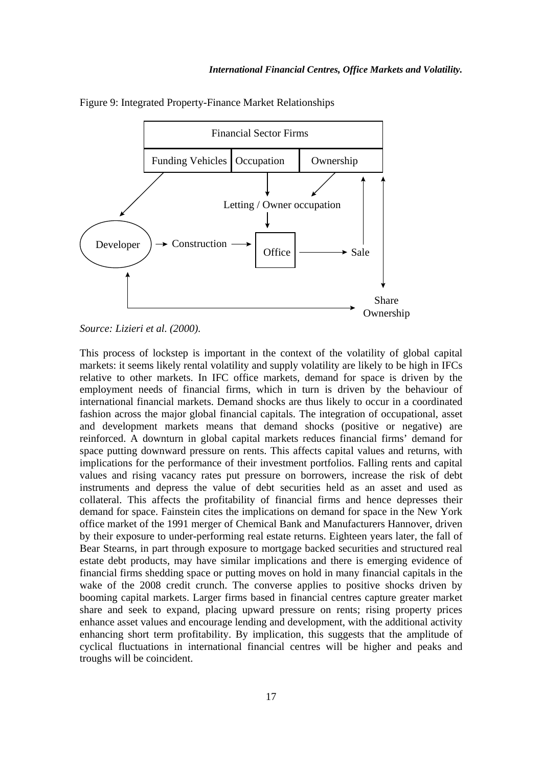Figure 9: Integrated Property-Finance Market Relationships

*Source: Lizieri et al. (2000).*

This process of lockstep is important in the context of the volatility of global capital markets: it seems likely rental volatility and supply volatility are likely to be high in IFCs relative to other markets. In IFC office markets, demand for space is driven by the employment needs of financial firms, which in turn is driven by the behaviour of international financial markets. Demand shocks are thus likely to occur in a coordinated fashion across the major global financial capitals. The integration of occupational, asset and development markets means that demand shocks (positive or negative) are reinforced. A downturn in global capital markets reduces financial firms' demand for space putting downward pressure on rents. This affects capital values and returns, with implications for the performance of their investment portfolios. Falling rents and capital values and rising vacancy rates put pressure on borrowers, increase the risk of debt instruments and depress the value of debt securities held as an asset and used as collateral. This affects the profitability of financial firms and hence depresses their demand for space. Fainstein cites the implications on demand for space in the New York office market of the 1991 merger of Chemical Bank and Manufacturers Hannover, driven by their exposure to under-performing real estate returns. Eighteen years later, the fall of Bear Stearns, in part through exposure to mortgage backed securities and structured real estate debt products, may have similar implications and there is emerging evidence of financial firms shedding space or putting moves on hold in many financial capitals in the wake of the 2008 credit crunch. The converse applies to positive shocks driven by booming capital markets. Larger firms based in financial centres capture greater market share and seek to expand, placing upward pressure on rents; rising property prices enhance asset values and encourage lending and development, with the additional activity enhancing short term profitability. By implication, this suggests that the amplitude of cyclical fluctuations in international financial centres will be higher and peaks and troughs will be coincident.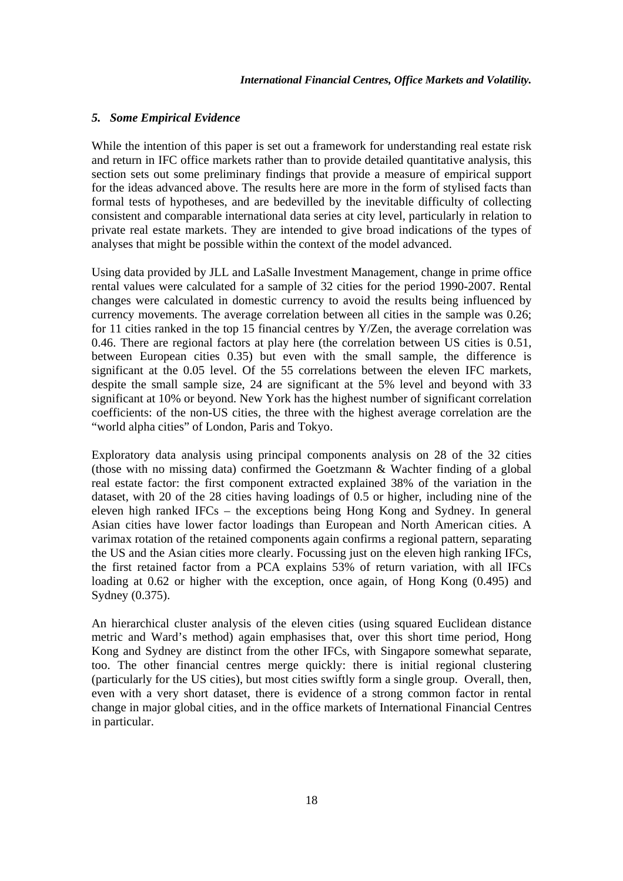### *5. Some Empirical Evidence*

While the intention of this paper is set out a framework for understanding real estate risk and return in IFC office markets rather than to provide detailed quantitative analysis, this section sets out some preliminary findings that provide a measure of empirical support for the ideas advanced above. The results here are more in the form of stylised facts than formal tests of hypotheses, and are bedevilled by the inevitable difficulty of collecting consistent and comparable international data series at city level, particularly in relation to private real estate markets. They are intended to give broad indications of the types of analyses that might be possible within the context of the model advanced.

Using data provided by JLL and LaSalle Investment Management, change in prime office rental values were calculated for a sample of 32 cities for the period 1990-2007. Rental changes were calculated in domestic currency to avoid the results being influenced by currency movements. The average correlation between all cities in the sample was 0.26; for 11 cities ranked in the top 15 financial centres by Y/Zen, the average correlation was 0.46. There are regional factors at play here (the correlation between US cities is 0.51, between European cities 0.35) but even with the small sample, the difference is significant at the 0.05 level. Of the 55 correlations between the eleven IFC markets, despite the small sample size, 24 are significant at the 5% level and beyond with 33 significant at 10% or beyond. New York has the highest number of significant correlation coefficients: of the non-US cities, the three with the highest average correlation are the "world alpha cities" of London, Paris and Tokyo.

Exploratory data analysis using principal components analysis on 28 of the 32 cities (those with no missing data) confirmed the Goetzmann & Wachter finding of a global real estate factor: the first component extracted explained 38% of the variation in the dataset, with 20 of the 28 cities having loadings of 0.5 or higher, including nine of the eleven high ranked IFCs – the exceptions being Hong Kong and Sydney. In general Asian cities have lower factor loadings than European and North American cities. A varimax rotation of the retained components again confirms a regional pattern, separating the US and the Asian cities more clearly. Focussing just on the eleven high ranking IFCs, the first retained factor from a PCA explains 53% of return variation, with all IFCs loading at 0.62 or higher with the exception, once again, of Hong Kong (0.495) and Sydney (0.375).

An hierarchical cluster analysis of the eleven cities (using squared Euclidean distance metric and Ward's method) again emphasises that, over this short time period, Hong Kong and Sydney are distinct from the other IFCs, with Singapore somewhat separate, too. The other financial centres merge quickly: there is initial regional clustering (particularly for the US cities), but most cities swiftly form a single group. Overall, then, even with a very short dataset, there is evidence of a strong common factor in rental change in major global cities, and in the office markets of International Financial Centres in particular.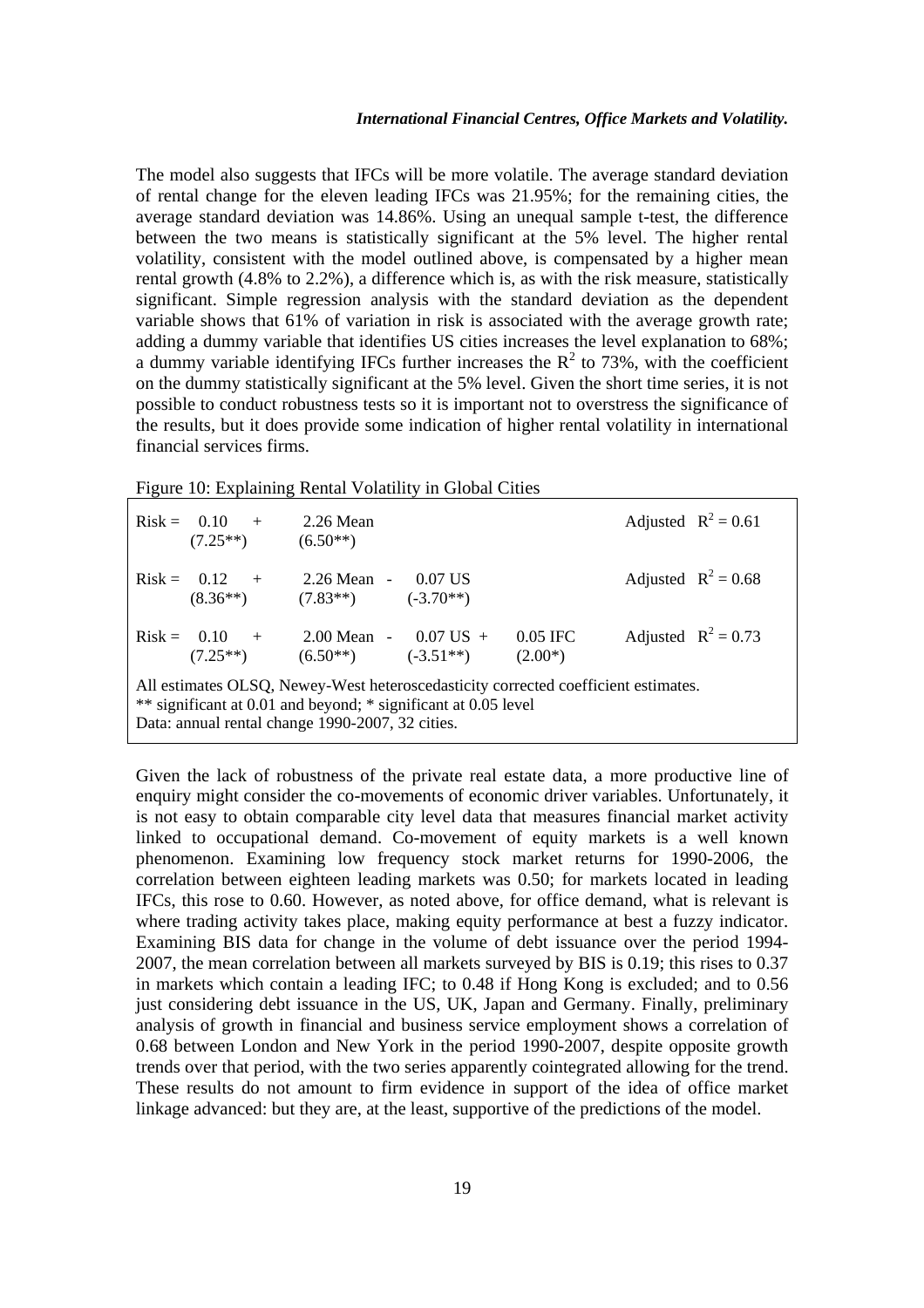The model also suggests that IFCs will be more volatile. The average standard deviation of rental change for the eleven leading IFCs was 21.95%; for the remaining cities, the average standard deviation was 14.86%. Using an unequal sample t-test, the difference between the two means is statistically significant at the 5% level. The higher rental volatility, consistent with the model outlined above, is compensated by a higher mean rental growth (4.8% to 2.2%), a difference which is, as with the risk measure, statistically significant. Simple regression analysis with the standard deviation as the dependent variable shows that 61% of variation in risk is associated with the average growth rate; adding a dummy variable that identifies US cities increases the level explanation to 68%; a dummy variable identifying IFCs further increases the $R^2$ to 73%, with the coefficient on the dummy statistically significant at the 5% level. Given the short time series, it is not possible to conduct robustness tests so it is important not to overstress the significance of the results, but it does provide some indication of higher rental volatility in international financial services firms.

Figure 10: Explaining Rental Volatility in Global Cities

$$\text{Risk} = \underset{(7.25^{**})}{0.10} + \underset{(6.50^{**})}{2.26\ \text{Mean}} \qquad \text{Adjusted } R^2 = 0.61$$

$$\text{Risk} = \underset{(8.36^{**})}{0.12} + \underset{(7.83^{**})}{2.26\ \text{Mean}} - \underset{(-3.70^{**})}{0.07\ \text{US}} \qquad \text{Adjusted } R^2 = 0.68$$

$$\text{Risk} = \underset{(7.25^{**})}{0.10} + \underset{(6.50^{**})}{2.00\ \text{Mean}} - \underset{(-3.51^{**})}{0.07\ \text{US}} + \underset{(2.00^{*})}{0.05\ \text{IFC}} \qquad \text{Adjusted } R^2 = 0.73$$

All estimates OLSQ, Newey-West heteroscedasticity corrected coefficient estimates.
** significant at 0.01 and beyond; * significant at 0.05 level
Data: annual rental change 1990-2007, 32 cities.

Given the lack of robustness of the private real estate data, a more productive line of enquiry might consider the co-movements of economic driver variables. Unfortunately, it is not easy to obtain comparable city level data that measures financial market activity linked to occupational demand. Co-movement of equity markets is a well known phenomenon. Examining low frequency stock market returns for 1990-2006, the correlation between eighteen leading markets was 0.50; for markets located in leading IFCs, this rose to 0.60. However, as noted above, for office demand, what is relevant is where trading activity takes place, making equity performance at best a fuzzy indicator. Examining BIS data for change in the volume of debt issuance over the period 1994-2007, the mean correlation between all markets surveyed by BIS is 0.19; this rises to 0.37 in markets which contain a leading IFC; to 0.48 if Hong Kong is excluded; and to 0.56 just considering debt issuance in the US, UK, Japan and Germany. Finally, preliminary analysis of growth in financial and business service employment shows a correlation of 0.68 between London and New York in the period 1990-2007, despite opposite growth trends over that period, with the two series apparently cointegrated allowing for the trend. These results do not amount to firm evidence in support of the idea of office market linkage advanced: but they are, at the least, supportive of the predictions of the model.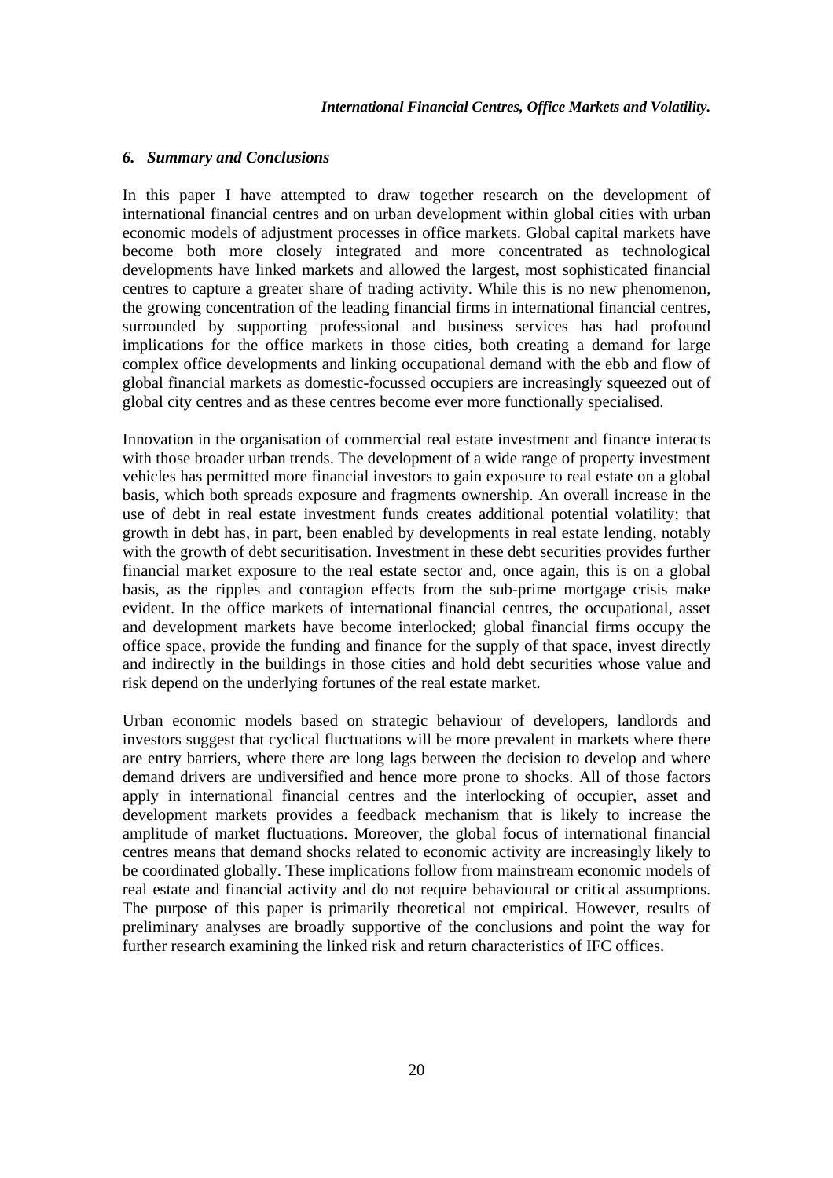## *6. Summary and Conclusions*

In this paper I have attempted to draw together research on the development of international financial centres and on urban development within global cities with urban economic models of adjustment processes in office markets. Global capital markets have become both more closely integrated and more concentrated as technological developments have linked markets and allowed the largest, most sophisticated financial centres to capture a greater share of trading activity. While this is no new phenomenon, the growing concentration of the leading financial firms in international financial centres, surrounded by supporting professional and business services has had profound implications for the office markets in those cities, both creating a demand for large complex office developments and linking occupational demand with the ebb and flow of global financial markets as domestic-focussed occupiers are increasingly squeezed out of global city centres and as these centres become ever more functionally specialised.

Innovation in the organisation of commercial real estate investment and finance interacts with those broader urban trends. The development of a wide range of property investment vehicles has permitted more financial investors to gain exposure to real estate on a global basis, which both spreads exposure and fragments ownership. An overall increase in the use of debt in real estate investment funds creates additional potential volatility; that growth in debt has, in part, been enabled by developments in real estate lending, notably with the growth of debt securitisation. Investment in these debt securities provides further financial market exposure to the real estate sector and, once again, this is on a global basis, as the ripples and contagion effects from the sub-prime mortgage crisis make evident. In the office markets of international financial centres, the occupational, asset and development markets have become interlocked; global financial firms occupy the office space, provide the funding and finance for the supply of that space, invest directly and indirectly in the buildings in those cities and hold debt securities whose value and risk depend on the underlying fortunes of the real estate market.

Urban economic models based on strategic behaviour of developers, landlords and investors suggest that cyclical fluctuations will be more prevalent in markets where there are entry barriers, where there are long lags between the decision to develop and where demand drivers are undiversified and hence more prone to shocks. All of those factors apply in international financial centres and the interlocking of occupier, asset and development markets provides a feedback mechanism that is likely to increase the amplitude of market fluctuations. Moreover, the global focus of international financial centres means that demand shocks related to economic activity are increasingly likely to be coordinated globally. These implications follow from mainstream economic models of real estate and financial activity and do not require behavioural or critical assumptions. The purpose of this paper is primarily theoretical not empirical. However, results of preliminary analyses are broadly supportive of the conclusions and point the way for further research examining the linked risk and return characteristics of IFC offices.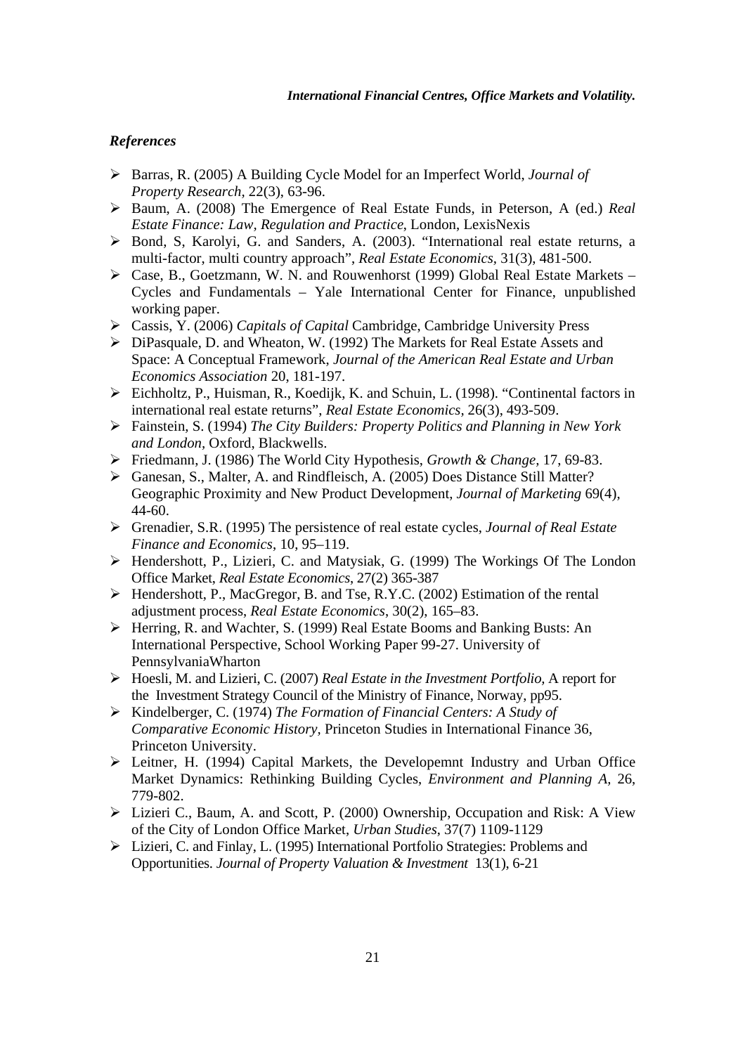*References*

- Barras, R. (2005) A Building Cycle Model for an Imperfect World, *Journal of Property Research*, 22(3), 63-96.
- Baum, A. (2008) The Emergence of Real Estate Funds, in Peterson, A (ed.) *Real Estate Finance: Law, Regulation and Practice*, London, LexisNexis
- Bond, S, Karolyi, G. and Sanders, A. (2003). "International real estate returns, a multi-factor, multi country approach", *Real Estate Economics*, 31(3), 481-500.
- Case, B., Goetzmann, W. N. and Rouwenhorst (1999) Global Real Estate Markets – Cycles and Fundamentals – Yale International Center for Finance, unpublished working paper.
- Cassis, Y. (2006) *Capitals of Capital* Cambridge, Cambridge University Press
- DiPasquale, D. and Wheaton, W. (1992) The Markets for Real Estate Assets and Space: A Conceptual Framework, *Journal of the American Real Estate and Urban Economics Association* 20, 181-197.
- Eichholtz, P., Huisman, R., Koedijk, K. and Schuin, L. (1998). "Continental factors in international real estate returns", *Real Estate Economics*, 26(3), 493-509.
- Fainstein, S. (1994) *The City Builders: Property Politics and Planning in New York and London*, Oxford, Blackwells.
- Friedmann, J. (1986) The World City Hypothesis, *Growth & Change*, 17, 69-83.
- Ganesan, S., Malter, A. and Rindfleisch, A. (2005) Does Distance Still Matter? Geographic Proximity and New Product Development, *Journal of Marketing* 69(4), 44-60.
- Grenadier, S.R. (1995) The persistence of real estate cycles, *Journal of Real Estate Finance and Economics*, 10, 95–119.
- Hendershott, P., Lizieri, C. and Matysiak, G. (1999) The Workings Of The London Office Market, *Real Estate Economics*, 27(2) 365-387
- Hendershott, P., MacGregor, B. and Tse, R.Y.C. (2002) Estimation of the rental adjustment process, *Real Estate Economics*, 30(2), 165–83.
- Herring, R. and Wachter, S. (1999) Real Estate Booms and Banking Busts: An International Perspective, School Working Paper 99-27. University of PennsylvaniaWharton
- Hoesli, M. and Lizieri, C. (2007) *Real Estate in the Investment Portfolio*, A report for the Investment Strategy Council of the Ministry of Finance, Norway, pp95.
- Kindelberger, C. (1974) *The Formation of Financial Centers: A Study of Comparative Economic History*, Princeton Studies in International Finance 36, Princeton University.
- Leitner, H. (1994) Capital Markets, the Developemnt Industry and Urban Office Market Dynamics: Rethinking Building Cycles, *Environment and Planning A*, 26, 779-802.
- Lizieri C., Baum, A. and Scott, P. (2000) Ownership, Occupation and Risk: A View of the City of London Office Market, *Urban Studies*, 37(7) 1109-1129
- Lizieri, C. and Finlay, L. (1995) International Portfolio Strategies: Problems and Opportunities. *Journal of Property Valuation & Investment* 13(1), 6-21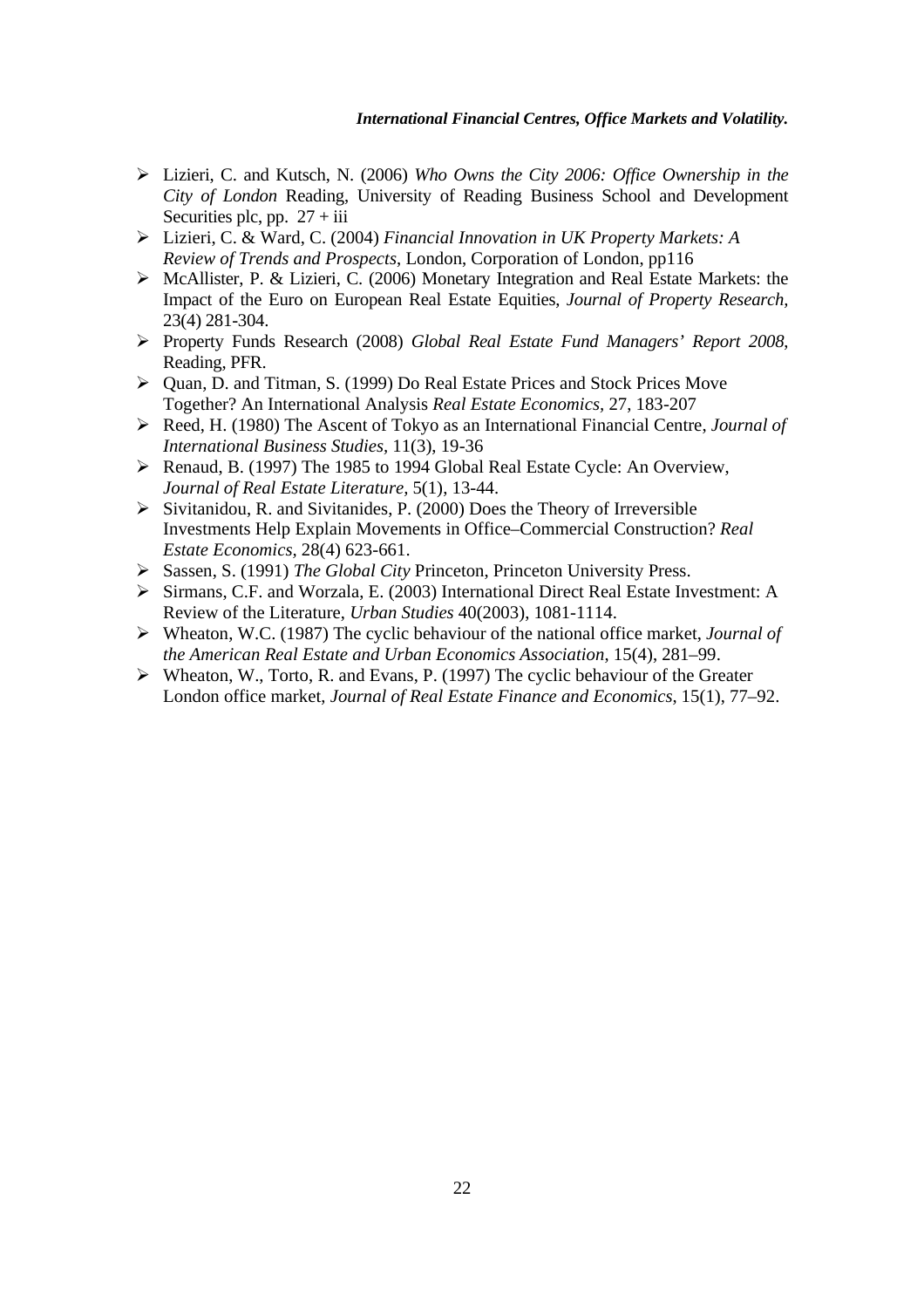- Lizieri, C. and Kutsch, N. (2006) *Who Owns the City 2006: Office Ownership in the City of London* Reading, University of Reading Business School and Development Securities plc, pp. 27 + iii
- Lizieri, C. & Ward, C. (2004) *Financial Innovation in UK Property Markets: A Review of Trends and Prospects*, London, Corporation of London, pp116
- McAllister, P. & Lizieri, C. (2006) Monetary Integration and Real Estate Markets: the Impact of the Euro on European Real Estate Equities, *Journal of Property Research*, 23(4) 281-304.
- Property Funds Research (2008) *Global Real Estate Fund Managers' Report 2008*, Reading, PFR.
- Quan, D. and Titman, S. (1999) Do Real Estate Prices and Stock Prices Move Together? An International Analysis *Real Estate Economics*, 27, 183-207
- Reed, H. (1980) The Ascent of Tokyo as an International Financial Centre, *Journal of International Business Studies*, 11(3), 19-36
- Renaud, B. (1997) The 1985 to 1994 Global Real Estate Cycle: An Overview, *Journal of Real Estate Literature*, 5(1), 13-44.
- Sivitanidou, R. and Sivitanides, P. (2000) Does the Theory of Irreversible Investments Help Explain Movements in Office–Commercial Construction? *Real Estate Economics*, 28(4) 623-661.
- Sassen, S. (1991) *The Global City* Princeton, Princeton University Press.
- Sirmans, C.F. and Worzala, E. (2003) International Direct Real Estate Investment: A Review of the Literature, *Urban Studies* 40(2003), 1081-1114.
- Wheaton, W.C. (1987) The cyclic behaviour of the national office market, *Journal of the American Real Estate and Urban Economics Association*, 15(4), 281–99.
- Wheaton, W., Torto, R. and Evans, P. (1997) The cyclic behaviour of the Greater London office market, *Journal of Real Estate Finance and Economics*, 15(1), 77–92.